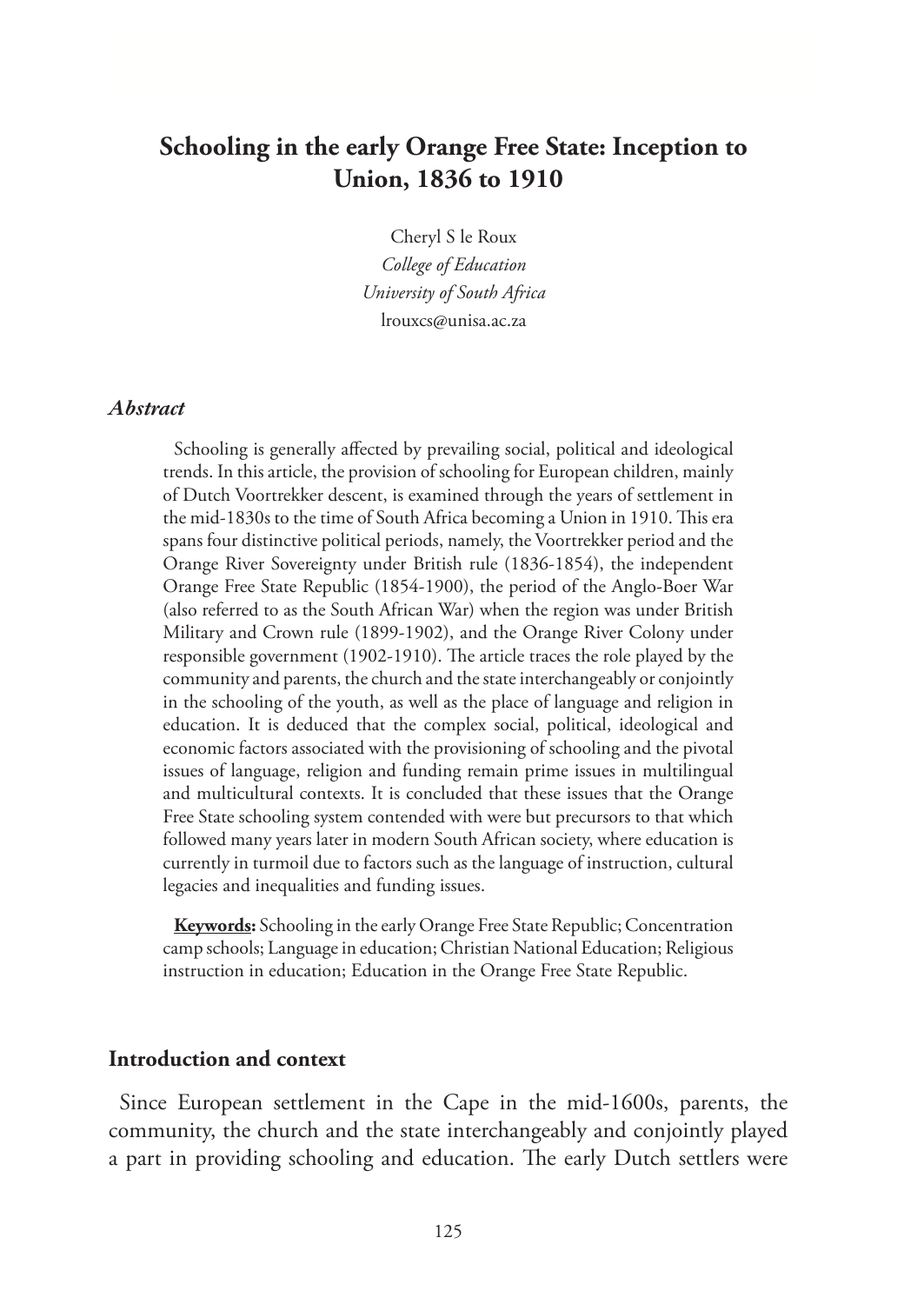# Schooling in the early Orange Free State: Inception to Union, 1836 to 1910

Cheryl S le Roux
*College of Education*
*University of South Africa*
lrouxcs@unisa.ac.za

### *Abstract*

Schooling is generally affected by prevailing social, political and ideological trends. In this article, the provision of schooling for European children, mainly of Dutch Voortrekker descent, is examined through the years of settlement in the mid-1830s to the time of South Africa becoming a Union in 1910. This era spans four distinctive political periods, namely, the Voortrekker period and the Orange River Sovereignty under British rule (1836-1854), the independent Orange Free State Republic (1854-1900), the period of the Anglo-Boer War (also referred to as the South African War) when the region was under British Military and Crown rule (1899-1902), and the Orange River Colony under responsible government (1902-1910). The article traces the role played by the community and parents, the church and the state interchangeably or conjointly in the schooling of the youth, as well as the place of language and religion in education. It is deduced that the complex social, political, ideological and economic factors associated with the provisioning of schooling and the pivotal issues of language, religion and funding remain prime issues in multilingual and multicultural contexts. It is concluded that these issues that the Orange Free State schooling system contended with were but precursors to that which followed many years later in modern South African society, where education is currently in turmoil due to factors such as the language of instruction, cultural legacies and inequalities and funding issues.

**Keywords:** Schooling in the early Orange Free State Republic; Concentration camp schools; Language in education; Christian National Education; Religious instruction in education; Education in the Orange Free State Republic.

## Introduction and context

Since European settlement in the Cape in the mid-1600s, parents, the community, the church and the state interchangeably and conjointly played a part in providing schooling and education. The early Dutch settlers were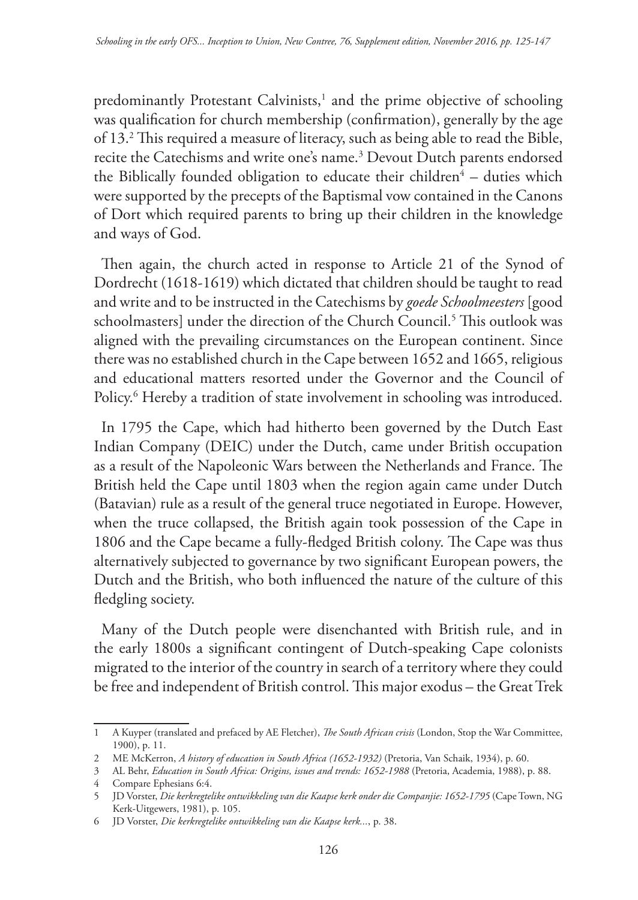predominantly Protestant Calvinists,[1] and the prime objective of schooling was qualification for church membership (confirmation), generally by the age of 13.[2] This required a measure of literacy, such as being able to read the Bible, recite the Catechisms and write one's name.[3] Devout Dutch parents endorsed the Biblically founded obligation to educate their children[4] – duties which were supported by the precepts of the Baptismal vow contained in the Canons of Dort which required parents to bring up their children in the knowledge and ways of God.

Then again, the church acted in response to Article 21 of the Synod of Dordrecht (1618-1619) which dictated that children should be taught to read and write and to be instructed in the Catechisms by *goede Schoolmeesters* [good schoolmasters] under the direction of the Church Council.[5] This outlook was aligned with the prevailing circumstances on the European continent. Since there was no established church in the Cape between 1652 and 1665, religious and educational matters resorted under the Governor and the Council of Policy.[6] Hereby a tradition of state involvement in schooling was introduced.

In 1795 the Cape, which had hitherto been governed by the Dutch East Indian Company (DEIC) under the Dutch, came under British occupation as a result of the Napoleonic Wars between the Netherlands and France. The British held the Cape until 1803 when the region again came under Dutch (Batavian) rule as a result of the general truce negotiated in Europe. However, when the truce collapsed, the British again took possession of the Cape in 1806 and the Cape became a fully-fledged British colony. The Cape was thus alternatively subjected to governance by two significant European powers, the Dutch and the British, who both influenced the nature of the culture of this fledgling society.

Many of the Dutch people were disenchanted with British rule, and in the early 1800s a significant contingent of Dutch-speaking Cape colonists migrated to the interior of the country in search of a territory where they could be free and independent of British control. This major exodus – the Great Trek

---

1 A Kuyper (translated and prefaced by AE Fletcher), *The South African crisis* (London, Stop the War Committee, 1900), p. 11.

2 ME McKerron, *A history of education in South Africa (1652-1932)* (Pretoria, Van Schaik, 1934), p. 60.

3 AL Behr, *Education in South Africa: Origins, issues and trends: 1652-1988* (Pretoria, Academia, 1988), p. 88.

4 Compare Ephesians 6:4.

5 JD Vorster, *Die kerkregtelike ontwikkeling van die Kaapse kerk onder die Companjie: 1652-1795* (Cape Town, NG Kerk-Uitgewers, 1981), p. 105.

6 JD Vorster, *Die kerkregtelike ontwikkeling van die Kaapse kerk...*, p. 38.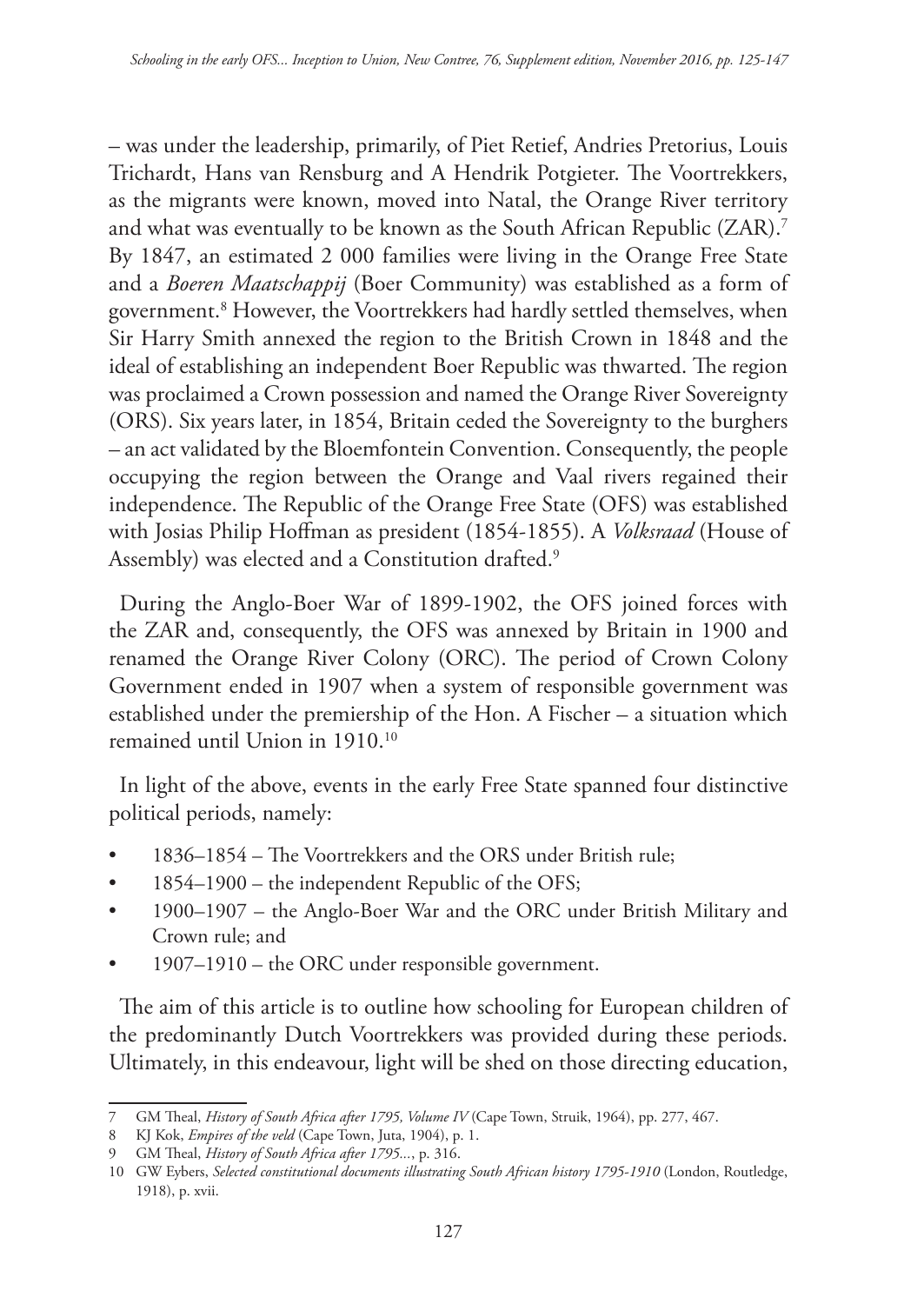– was under the leadership, primarily, of Piet Retief, Andries Pretorius, Louis Trichardt, Hans van Rensburg and A Hendrik Potgieter. The Voortrekkers, as the migrants were known, moved into Natal, the Orange River territory and what was eventually to be known as the South African Republic (ZAR).[7] By 1847, an estimated 2 000 families were living in the Orange Free State and a *Boeren Maatschappij* (Boer Community) was established as a form of government.[8] However, the Voortrekkers had hardly settled themselves, when Sir Harry Smith annexed the region to the British Crown in 1848 and the ideal of establishing an independent Boer Republic was thwarted. The region was proclaimed a Crown possession and named the Orange River Sovereignty (ORS). Six years later, in 1854, Britain ceded the Sovereignty to the burghers – an act validated by the Bloemfontein Convention. Consequently, the people occupying the region between the Orange and Vaal rivers regained their independence. The Republic of the Orange Free State (OFS) was established with Josias Philip Hoffman as president (1854-1855). A *Volksraad* (House of Assembly) was elected and a Constitution drafted.[9]

During the Anglo-Boer War of 1899-1902, the OFS joined forces with the ZAR and, consequently, the OFS was annexed by Britain in 1900 and renamed the Orange River Colony (ORC). The period of Crown Colony Government ended in 1907 when a system of responsible government was established under the premiership of the Hon. A Fischer – a situation which remained until Union in 1910.[10]

In light of the above, events in the early Free State spanned four distinctive political periods, namely:

- 1836–1854 – The Voortrekkers and the ORS under British rule;
- 1854–1900 – the independent Republic of the OFS;
- 1900–1907 – the Anglo-Boer War and the ORC under British Military and Crown rule; and
- 1907–1910 – the ORC under responsible government.

The aim of this article is to outline how schooling for European children of the predominantly Dutch Voortrekkers was provided during these periods. Ultimately, in this endeavour, light will be shed on those directing education,

---

7 GM Theal, *History of South Africa after 1795, Volume IV* (Cape Town, Struik, 1964), pp. 277, 467.

8 KJ Kok, *Empires of the veld* (Cape Town, Juta, 1904), p. 1.

9 GM Theal, *History of South Africa after 1795...*, p. 316.

10 GW Eybers, *Selected constitutional documents illustrating South African history 1795-1910* (London, Routledge, 1918), p. xvii.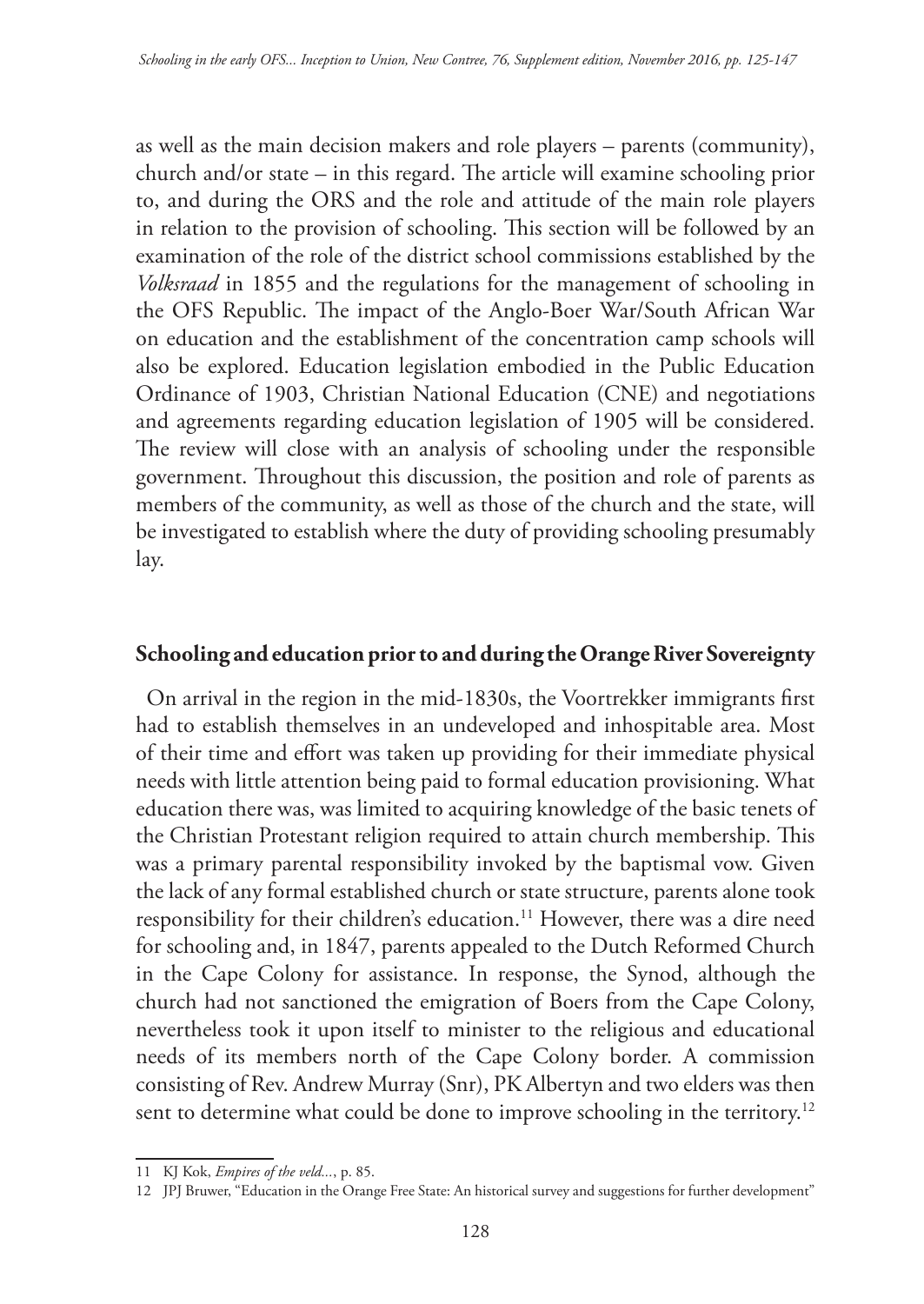as well as the main decision makers and role players – parents (community), church and/or state – in this regard. The article will examine schooling prior to, and during the ORS and the role and attitude of the main role players in relation to the provision of schooling. This section will be followed by an examination of the role of the district school commissions established by the *Volksraad* in 1855 and the regulations for the management of schooling in the OFS Republic. The impact of the Anglo-Boer War/South African War on education and the establishment of the concentration camp schools will also be explored. Education legislation embodied in the Public Education Ordinance of 1903, Christian National Education (CNE) and negotiations and agreements regarding education legislation of 1905 will be considered. The review will close with an analysis of schooling under the responsible government. Throughout this discussion, the position and role of parents as members of the community, as well as those of the church and the state, will be investigated to establish where the duty of providing schooling presumably lay.

## Schooling and education prior to and during the Orange River Sovereignty

On arrival in the region in the mid-1830s, the Voortrekker immigrants first had to establish themselves in an undeveloped and inhospitable area. Most of their time and effort was taken up providing for their immediate physical needs with little attention being paid to formal education provisioning. What education there was, was limited to acquiring knowledge of the basic tenets of the Christian Protestant religion required to attain church membership. This was a primary parental responsibility invoked by the baptismal vow. Given the lack of any formal established church or state structure, parents alone took responsibility for their children's education.[11] However, there was a dire need for schooling and, in 1847, parents appealed to the Dutch Reformed Church in the Cape Colony for assistance. In response, the Synod, although the church had not sanctioned the emigration of Boers from the Cape Colony, nevertheless took it upon itself to minister to the religious and educational needs of its members north of the Cape Colony border. A commission consisting of Rev. Andrew Murray (Snr), PK Albertyn and two elders was then sent to determine what could be done to improve schooling in the territory.[12]

11 KJ Kok, *Empires of the veld...*, p. 85.

12 JPJ Bruwer, "Education in the Orange Free State: An historical survey and suggestions for further development"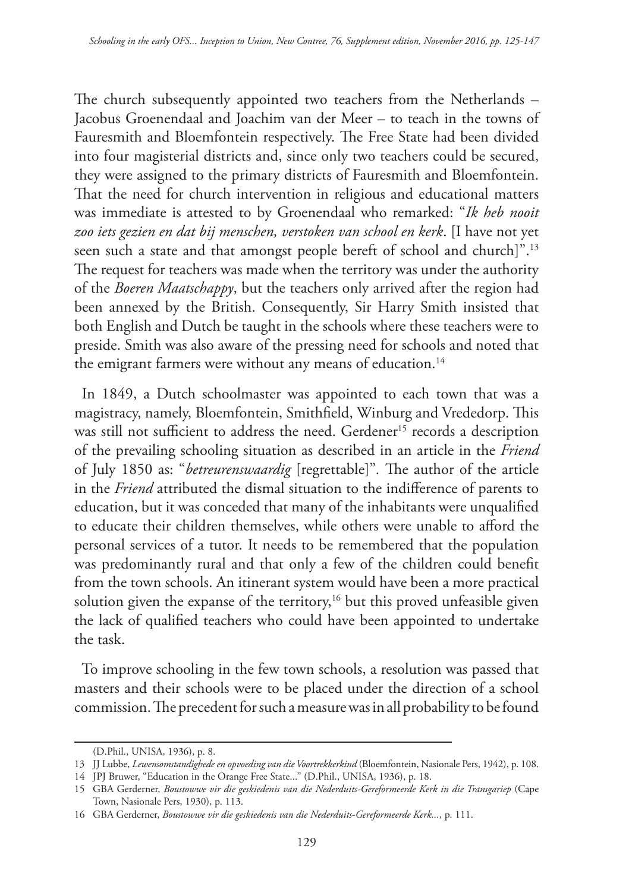The church subsequently appointed two teachers from the Netherlands – Jacobus Groenendaal and Joachim van der Meer – to teach in the towns of Fauresmith and Bloemfontein respectively. The Free State had been divided into four magisterial districts and, since only two teachers could be secured, they were assigned to the primary districts of Fauresmith and Bloemfontein. That the need for church intervention in religious and educational matters was immediate is attested to by Groenendaal who remarked: "*Ik heb nooit zoo iets gezien en dat bij menschen, verstoken van school en kerk*. [I have not yet seen such a state and that amongst people bereft of school and church]".[13] The request for teachers was made when the territory was under the authority of the *Boeren Maatschappy*, but the teachers only arrived after the region had been annexed by the British. Consequently, Sir Harry Smith insisted that both English and Dutch be taught in the schools where these teachers were to preside. Smith was also aware of the pressing need for schools and noted that the emigrant farmers were without any means of education.[14]

In 1849, a Dutch schoolmaster was appointed to each town that was a magistracy, namely, Bloemfontein, Smithfield, Winburg and Vrededorp. This was still not sufficient to address the need. Gerdener[15] records a description of the prevailing schooling situation as described in an article in the *Friend* of July 1850 as: "*betreurenswaardig* [regrettable]"*.* The author of the article in the *Friend* attributed the dismal situation to the indifference of parents to education, but it was conceded that many of the inhabitants were unqualified to educate their children themselves, while others were unable to afford the personal services of a tutor. It needs to be remembered that the population was predominantly rural and that only a few of the children could benefit from the town schools. An itinerant system would have been a more practical solution given the expanse of the territory,[16] but this proved unfeasible given the lack of qualified teachers who could have been appointed to undertake the task.

To improve schooling in the few town schools, a resolution was passed that masters and their schools were to be placed under the direction of a school commission. The precedent for such a measure was in all probability to be found

---

(D.Phil., UNISA, 1936), p. 8.

13 JJ Lubbe, *Lewensomstandighede en opvoeding van die Voortrekkerkind* (Bloemfontein, Nasionale Pers, 1942), p. 108.

14 JPJ Bruwer, "Education in the Orange Free State..." (D.Phil., UNISA, 1936), p. 18.

15 GBA Gerderner, *Boustowwe vir die geskiedenis van die Nederduits-Gereformeerde Kerk in die Transgariep* (Cape Town, Nasionale Pers, 1930), p. 113.

16 GBA Gerderner, *Boustowwe vir die geskiedenis van die Nederduits-Gereformeerde Kerk...*, p. 111.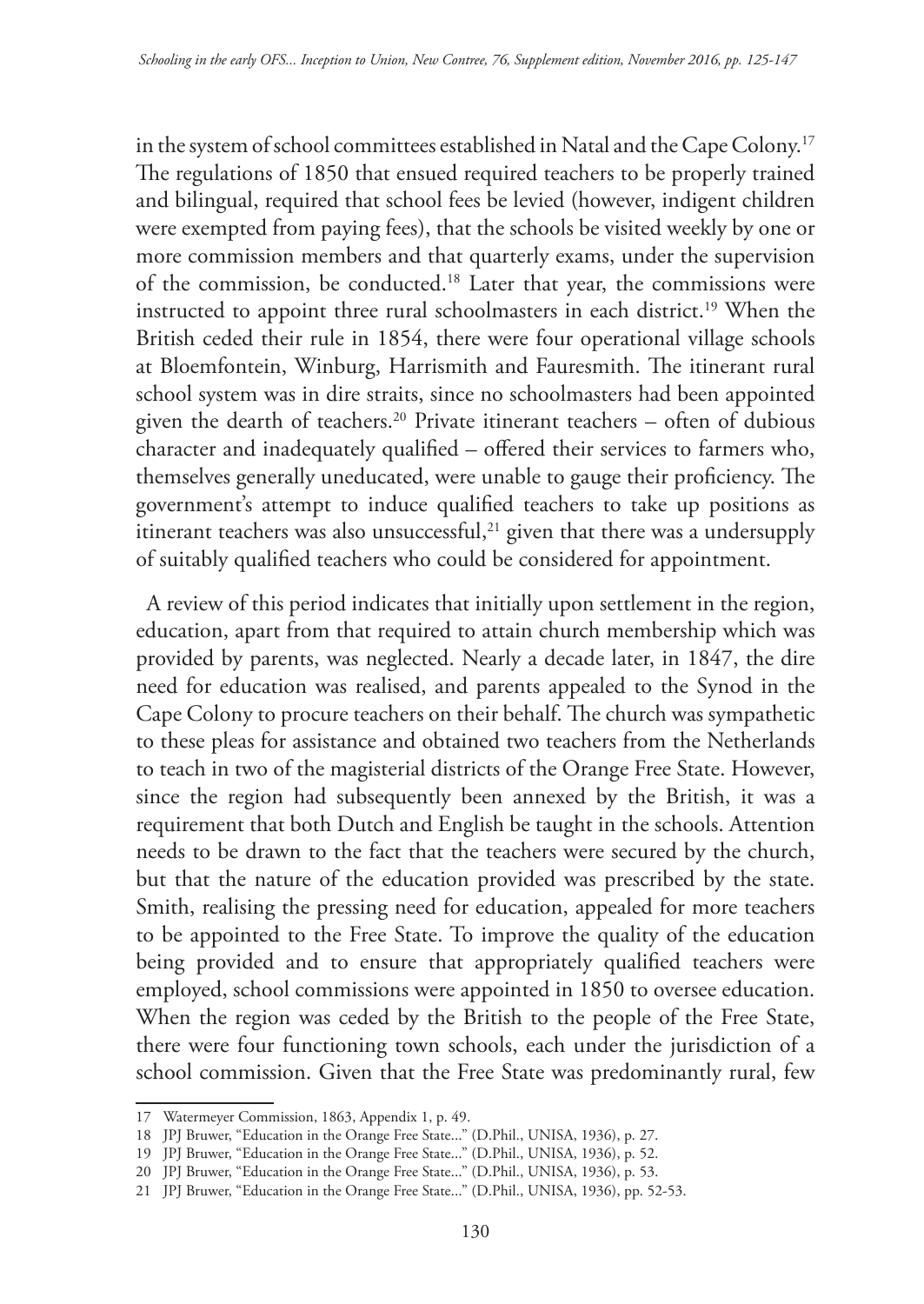in the system of school committees established in Natal and the Cape Colony.[17] The regulations of 1850 that ensued required teachers to be properly trained and bilingual, required that school fees be levied (however, indigent children were exempted from paying fees), that the schools be visited weekly by one or more commission members and that quarterly exams, under the supervision of the commission, be conducted.[18] Later that year, the commissions were instructed to appoint three rural schoolmasters in each district.[19] When the British ceded their rule in 1854, there were four operational village schools at Bloemfontein, Winburg, Harrismith and Fauresmith. The itinerant rural school system was in dire straits, since no schoolmasters had been appointed given the dearth of teachers.[20] Private itinerant teachers – often of dubious character and inadequately qualified – offered their services to farmers who, themselves generally uneducated, were unable to gauge their proficiency. The government's attempt to induce qualified teachers to take up positions as itinerant teachers was also unsuccessful,[21] given that there was a undersupply of suitably qualified teachers who could be considered for appointment.

A review of this period indicates that initially upon settlement in the region, education, apart from that required to attain church membership which was provided by parents, was neglected. Nearly a decade later, in 1847, the dire need for education was realised, and parents appealed to the Synod in the Cape Colony to procure teachers on their behalf. The church was sympathetic to these pleas for assistance and obtained two teachers from the Netherlands to teach in two of the magisterial districts of the Orange Free State. However, since the region had subsequently been annexed by the British, it was a requirement that both Dutch and English be taught in the schools. Attention needs to be drawn to the fact that the teachers were secured by the church, but that the nature of the education provided was prescribed by the state. Smith, realising the pressing need for education, appealed for more teachers to be appointed to the Free State. To improve the quality of the education being provided and to ensure that appropriately qualified teachers were employed, school commissions were appointed in 1850 to oversee education. When the region was ceded by the British to the people of the Free State, there were four functioning town schools, each under the jurisdiction of a school commission. Given that the Free State was predominantly rural, few

17 Watermeyer Commission, 1863, Appendix 1, p. 49.

18 JPJ Bruwer, "Education in the Orange Free State..." (D.Phil., UNISA, 1936), p. 27.

19 JPJ Bruwer, "Education in the Orange Free State..." (D.Phil., UNISA, 1936), p. 52.

20 JPJ Bruwer, "Education in the Orange Free State..." (D.Phil., UNISA, 1936), p. 53.

21 JPJ Bruwer, "Education in the Orange Free State..." (D.Phil., UNISA, 1936), pp. 52-53.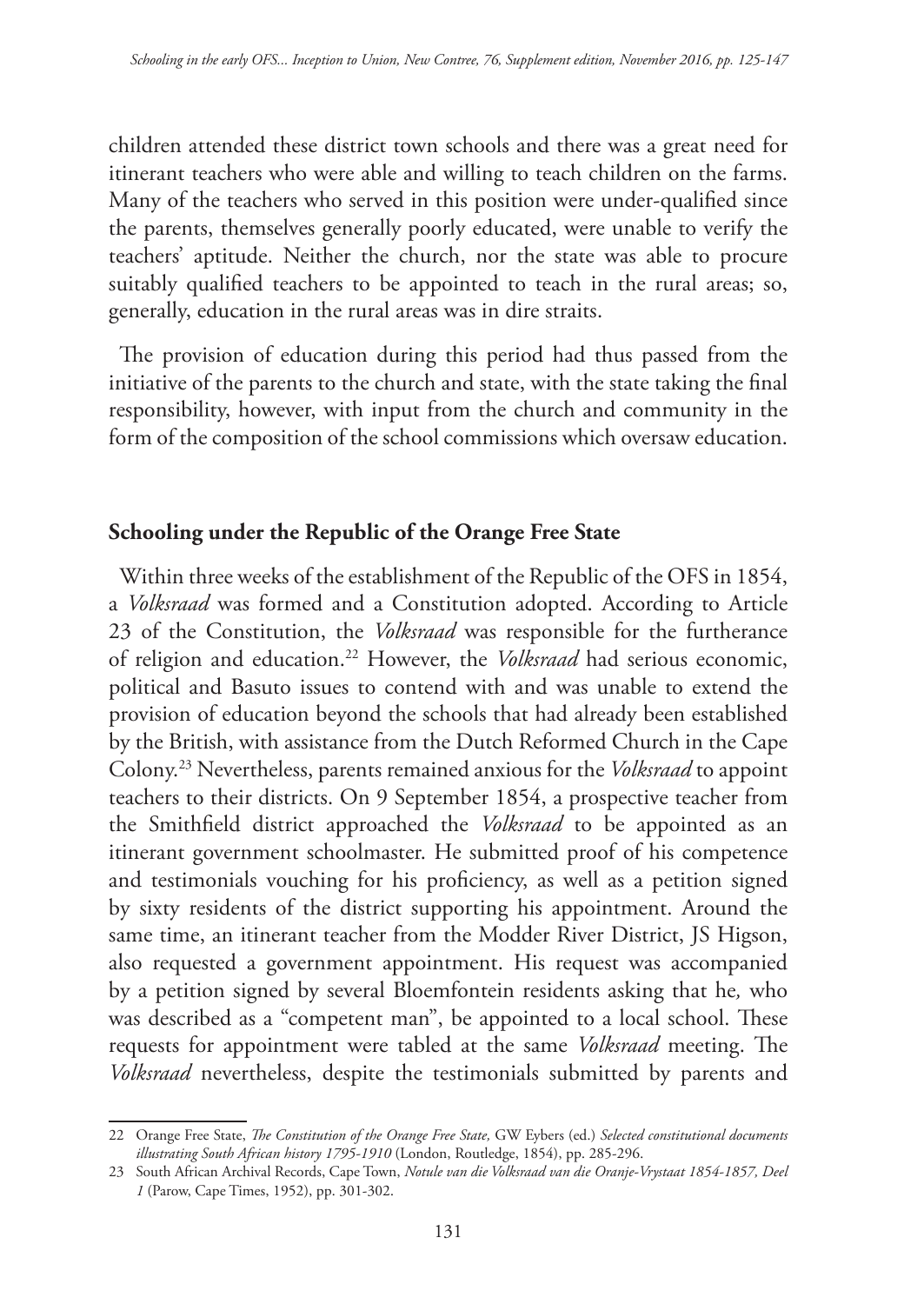children attended these district town schools and there was a great need for itinerant teachers who were able and willing to teach children on the farms. Many of the teachers who served in this position were under-qualified since the parents, themselves generally poorly educated, were unable to verify the teachers' aptitude. Neither the church, nor the state was able to procure suitably qualified teachers to be appointed to teach in the rural areas; so, generally, education in the rural areas was in dire straits.

The provision of education during this period had thus passed from the initiative of the parents to the church and state, with the state taking the final responsibility, however, with input from the church and community in the form of the composition of the school commissions which oversaw education.

## Schooling under the Republic of the Orange Free State

Within three weeks of the establishment of the Republic of the OFS in 1854, a *Volksraad* was formed and a Constitution adopted. According to Article 23 of the Constitution, the *Volksraad* was responsible for the furtherance of religion and education.[22] However, the *Volksraad* had serious economic, political and Basuto issues to contend with and was unable to extend the provision of education beyond the schools that had already been established by the British, with assistance from the Dutch Reformed Church in the Cape Colony.[23] Nevertheless, parents remained anxious for the *Volksraad* to appoint teachers to their districts. On 9 September 1854, a prospective teacher from the Smithfield district approached the *Volksraad* to be appointed as an itinerant government schoolmaster. He submitted proof of his competence and testimonials vouching for his proficiency, as well as a petition signed by sixty residents of the district supporting his appointment. Around the same time, an itinerant teacher from the Modder River District, JS Higson, also requested a government appointment. His request was accompanied by a petition signed by several Bloemfontein residents asking that he*,* who was described as a "competent man", be appointed to a local school. These requests for appointment were tabled at the same *Volksraad* meeting. The *Volksraad* nevertheless, despite the testimonials submitted by parents and

---

22 Orange Free State, *The Constitution of the Orange Free State,* GW Eybers (ed.) *Selected constitutional documents illustrating South African history 1795-1910* (London, Routledge, 1854), pp. 285-296.

23 South African Archival Records, Cape Town, *Notule van die Volksraad van die Oranje-Vrystaat 1854-1857, Deel 1* (Parow, Cape Times, 1952), pp. 301-302.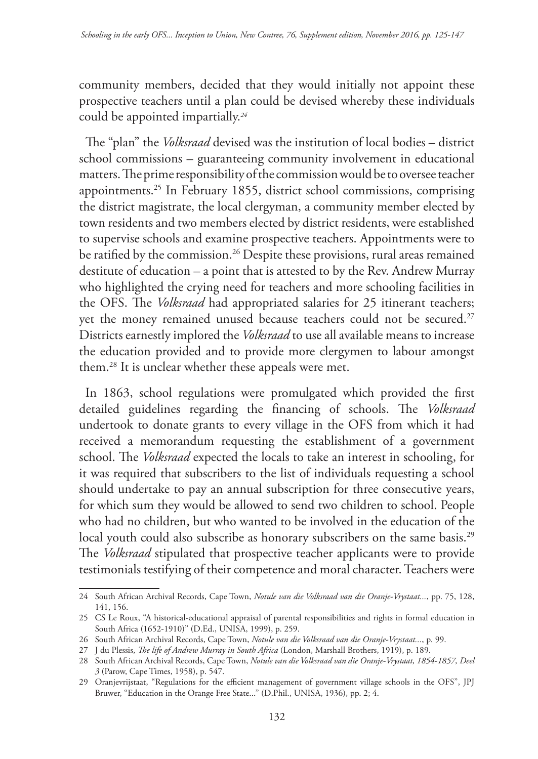community members, decided that they would initially not appoint these prospective teachers until a plan could be devised whereby these individuals could be appointed impartially.[24]

The "plan" the *Volksraad* devised was the institution of local bodies – district school commissions – guaranteeing community involvement in educational matters. The prime responsibility of the commission would be to oversee teacher appointments.[25] In February 1855, district school commissions, comprising the district magistrate, the local clergyman, a community member elected by town residents and two members elected by district residents, were established to supervise schools and examine prospective teachers. Appointments were to be ratified by the commission.[26] Despite these provisions, rural areas remained destitute of education – a point that is attested to by the Rev. Andrew Murray who highlighted the crying need for teachers and more schooling facilities in the OFS. The *Volksraad* had appropriated salaries for 25 itinerant teachers; yet the money remained unused because teachers could not be secured.[27] Districts earnestly implored the *Volksraad* to use all available means to increase the education provided and to provide more clergymen to labour amongst them.[28] It is unclear whether these appeals were met.

In 1863, school regulations were promulgated which provided the first detailed guidelines regarding the financing of schools. The *Volksraad* undertook to donate grants to every village in the OFS from which it had received a memorandum requesting the establishment of a government school. The *Volksraad* expected the locals to take an interest in schooling, for it was required that subscribers to the list of individuals requesting a school should undertake to pay an annual subscription for three consecutive years, for which sum they would be allowed to send two children to school. People who had no children, but who wanted to be involved in the education of the local youth could also subscribe as honorary subscribers on the same basis.[29] The *Volksraad* stipulated that prospective teacher applicants were to provide testimonials testifying of their competence and moral character. Teachers were

---

24 South African Archival Records, Cape Town, *Notule van die Volksraad van die Oranje-Vrystaat...*, pp. 75, 128, 141, 156.

25 CS Le Roux, "A historical-educational appraisal of parental responsibilities and rights in formal education in South Africa (1652-1910)" (D.Ed., UNISA, 1999), p. 259.

26 South African Archival Records, Cape Town, *Notule van die Volksraad van die Oranje-Vrystaat...*, p. 99.

27 J du Plessis, *The life of Andrew Murray in South Africa* (London, Marshall Brothers, 1919), p. 189.

28 South African Archival Records, Cape Town, *Notule van die Volksraad van die Oranje-Vrystaat, 1854-1857, Deel 3* (Parow, Cape Times, 1958), p. 547.

29 Oranjevrijstaat, "Regulations for the efficient management of government village schools in the OFS", JPJ Bruwer, "Education in the Orange Free State..." (D.Phil., UNISA, 1936), pp. 2; 4.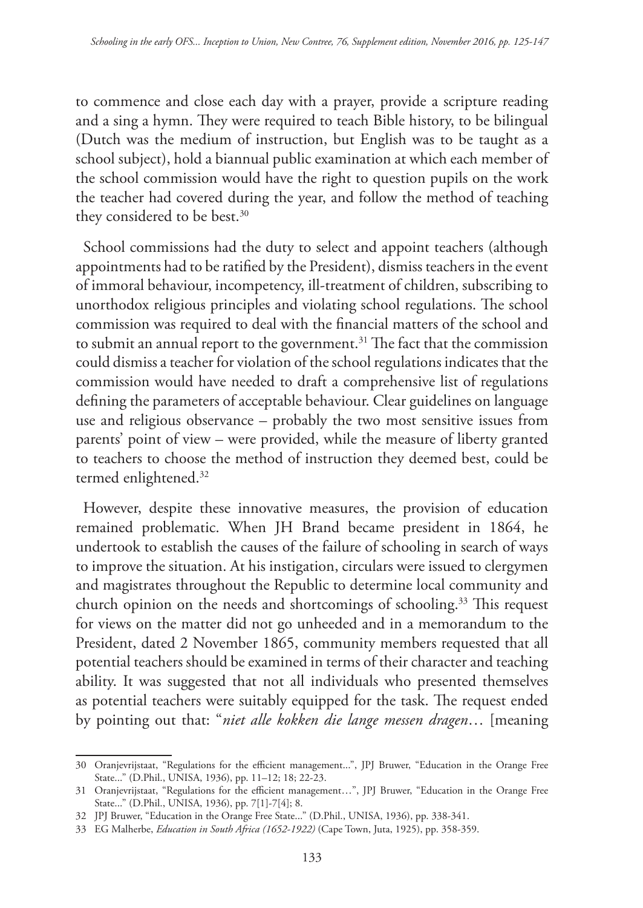to commence and close each day with a prayer, provide a scripture reading and a sing a hymn. They were required to teach Bible history, to be bilingual (Dutch was the medium of instruction, but English was to be taught as a school subject), hold a biannual public examination at which each member of the school commission would have the right to question pupils on the work the teacher had covered during the year, and follow the method of teaching they considered to be best.[30]

School commissions had the duty to select and appoint teachers (although appointments had to be ratified by the President), dismiss teachers in the event of immoral behaviour, incompetency, ill-treatment of children, subscribing to unorthodox religious principles and violating school regulations. The school commission was required to deal with the financial matters of the school and to submit an annual report to the government.[31] The fact that the commission could dismiss a teacher for violation of the school regulations indicates that the commission would have needed to draft a comprehensive list of regulations defining the parameters of acceptable behaviour. Clear guidelines on language use and religious observance – probably the two most sensitive issues from parents' point of view – were provided, while the measure of liberty granted to teachers to choose the method of instruction they deemed best, could be termed enlightened.[32]

However, despite these innovative measures, the provision of education remained problematic. When JH Brand became president in 1864, he undertook to establish the causes of the failure of schooling in search of ways to improve the situation. At his instigation, circulars were issued to clergymen and magistrates throughout the Republic to determine local community and church opinion on the needs and shortcomings of schooling.[33] This request for views on the matter did not go unheeded and in a memorandum to the President, dated 2 November 1865, community members requested that all potential teachers should be examined in terms of their character and teaching ability. It was suggested that not all individuals who presented themselves as potential teachers were suitably equipped for the task. The request ended by pointing out that: "*niet alle kokken die lange messen dragen*… [meaning

---

30 Oranjevrijstaat, "Regulations for the efficient management...", JPJ Bruwer, "Education in the Orange Free State..." (D.Phil., UNISA, 1936), pp. 11–12; 18; 22-23.

31 Oranjevrijstaat, "Regulations for the efficient management…", JPJ Bruwer, "Education in the Orange Free State..." (D.Phil., UNISA, 1936), pp. 7[1]-7[4]; 8.

32 JPJ Bruwer, "Education in the Orange Free State..." (D.Phil., UNISA, 1936), pp. 338-341.

33 EG Malherbe, *Education in South Africa (1652-1922)* (Cape Town, Juta, 1925), pp. 358-359.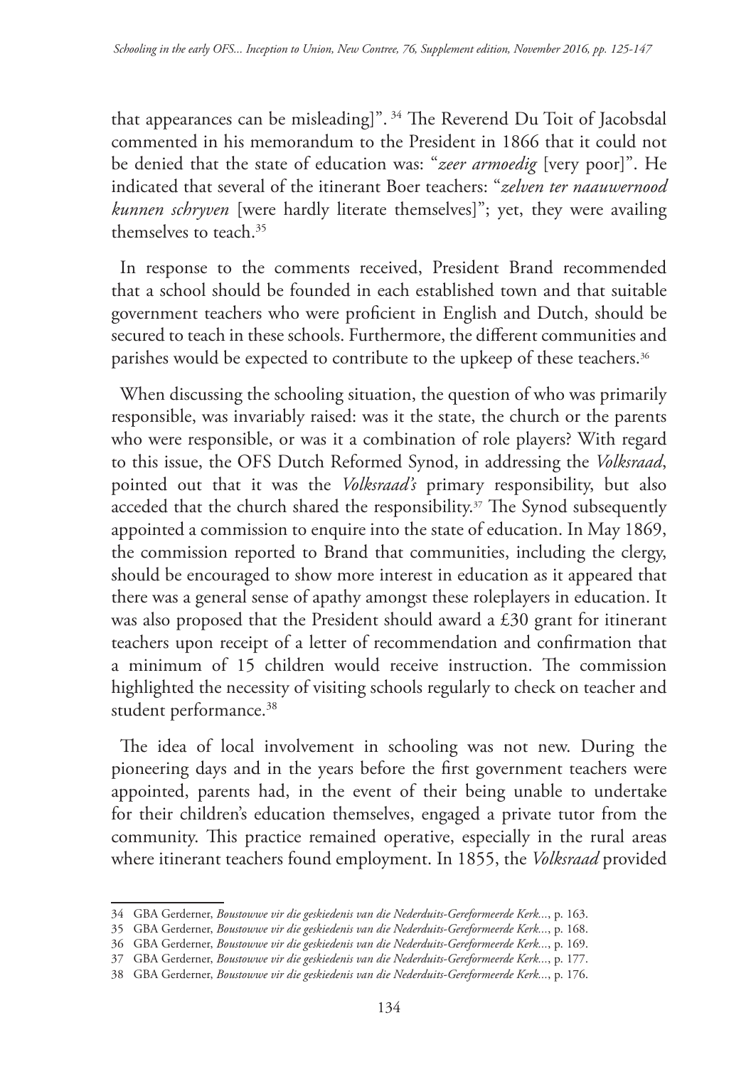that appearances can be misleading]".[34] The Reverend Du Toit of Jacobsdal commented in his memorandum to the President in 1866 that it could not be denied that the state of education was: "*zeer armoedig* [very poor]". He indicated that several of the itinerant Boer teachers: "*zelven ter naauwernood kunnen schryven* [were hardly literate themselves]"; yet, they were availing themselves to teach.[35]

In response to the comments received, President Brand recommended that a school should be founded in each established town and that suitable government teachers who were proficient in English and Dutch, should be secured to teach in these schools. Furthermore, the different communities and parishes would be expected to contribute to the upkeep of these teachers.[36]

When discussing the schooling situation, the question of who was primarily responsible, was invariably raised: was it the state, the church or the parents who were responsible, or was it a combination of role players? With regard to this issue, the OFS Dutch Reformed Synod, in addressing the *Volksraad*, pointed out that it was the *Volksraad's* primary responsibility, but also acceded that the church shared the responsibility.[37] The Synod subsequently appointed a commission to enquire into the state of education. In May 1869, the commission reported to Brand that communities, including the clergy, should be encouraged to show more interest in education as it appeared that there was a general sense of apathy amongst these roleplayers in education. It was also proposed that the President should award a £30 grant for itinerant teachers upon receipt of a letter of recommendation and confirmation that a minimum of 15 children would receive instruction. The commission highlighted the necessity of visiting schools regularly to check on teacher and student performance.[38]

The idea of local involvement in schooling was not new. During the pioneering days and in the years before the first government teachers were appointed, parents had, in the event of their being unable to undertake for their children's education themselves, engaged a private tutor from the community. This practice remained operative, especially in the rural areas where itinerant teachers found employment. In 1855, the *Volksraad* provided

---

34 GBA Gerderner, *Boustowwe vir die geskiedenis van die Nederduits-Gereformeerde Kerk...*, p. 163.

35 GBA Gerderner, *Boustowwe vir die geskiedenis van die Nederduits-Gereformeerde Kerk...*, p. 168.

36 GBA Gerderner, *Boustowwe vir die geskiedenis van die Nederduits-Gereformeerde Kerk...*, p. 169.

37 GBA Gerderner, *Boustowwe vir die geskiedenis van die Nederduits-Gereformeerde Kerk...*, p. 177.

38 GBA Gerderner, *Boustowwe vir die geskiedenis van die Nederduits-Gereformeerde Kerk...*, p. 176.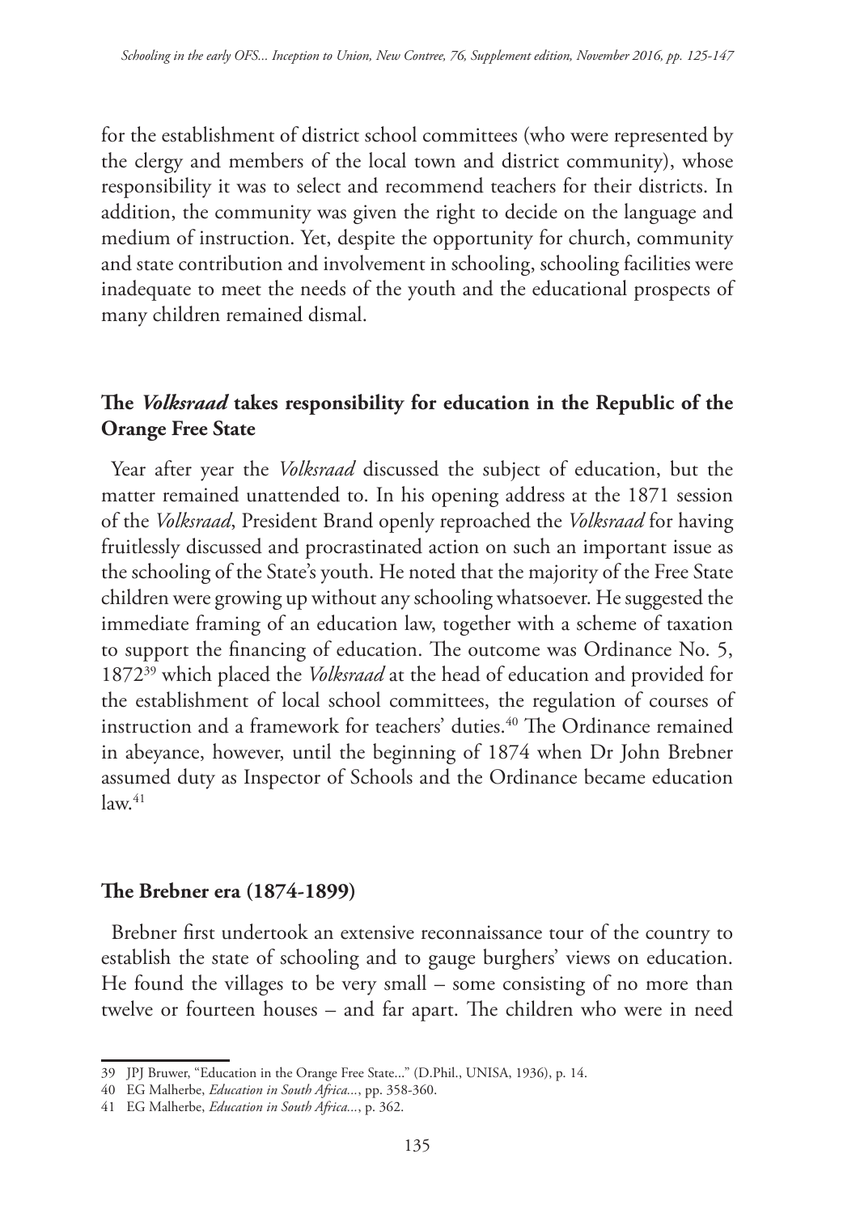for the establishment of district school committees (who were represented by the clergy and members of the local town and district community), whose responsibility it was to select and recommend teachers for their districts. In addition, the community was given the right to decide on the language and medium of instruction. Yet, despite the opportunity for church, community and state contribution and involvement in schooling, schooling facilities were inadequate to meet the needs of the youth and the educational prospects of many children remained dismal.

## The *Volksraad* takes responsibility for education in the Republic of the Orange Free State

Year after year the *Volksraad* discussed the subject of education, but the matter remained unattended to. In his opening address at the 1871 session of the *Volksraad*, President Brand openly reproached the *Volksraad* for having fruitlessly discussed and procrastinated action on such an important issue as the schooling of the State's youth. He noted that the majority of the Free State children were growing up without any schooling whatsoever. He suggested the immediate framing of an education law, together with a scheme of taxation to support the financing of education. The outcome was Ordinance No. 5, 1872[39] which placed the *Volksraad* at the head of education and provided for the establishment of local school committees, the regulation of courses of instruction and a framework for teachers' duties.[40] The Ordinance remained in abeyance, however, until the beginning of 1874 when Dr John Brebner assumed duty as Inspector of Schools and the Ordinance became education law.[41]

## The Brebner era (1874-1899)

Brebner first undertook an extensive reconnaissance tour of the country to establish the state of schooling and to gauge burghers' views on education. He found the villages to be very small – some consisting of no more than twelve or fourteen houses – and far apart. The children who were in need

---

39 JPJ Bruwer, "Education in the Orange Free State..." (D.Phil., UNISA, 1936), p. 14.

40 EG Malherbe, *Education in South Africa...*, pp. 358-360.

41 EG Malherbe, *Education in South Africa...*, p. 362.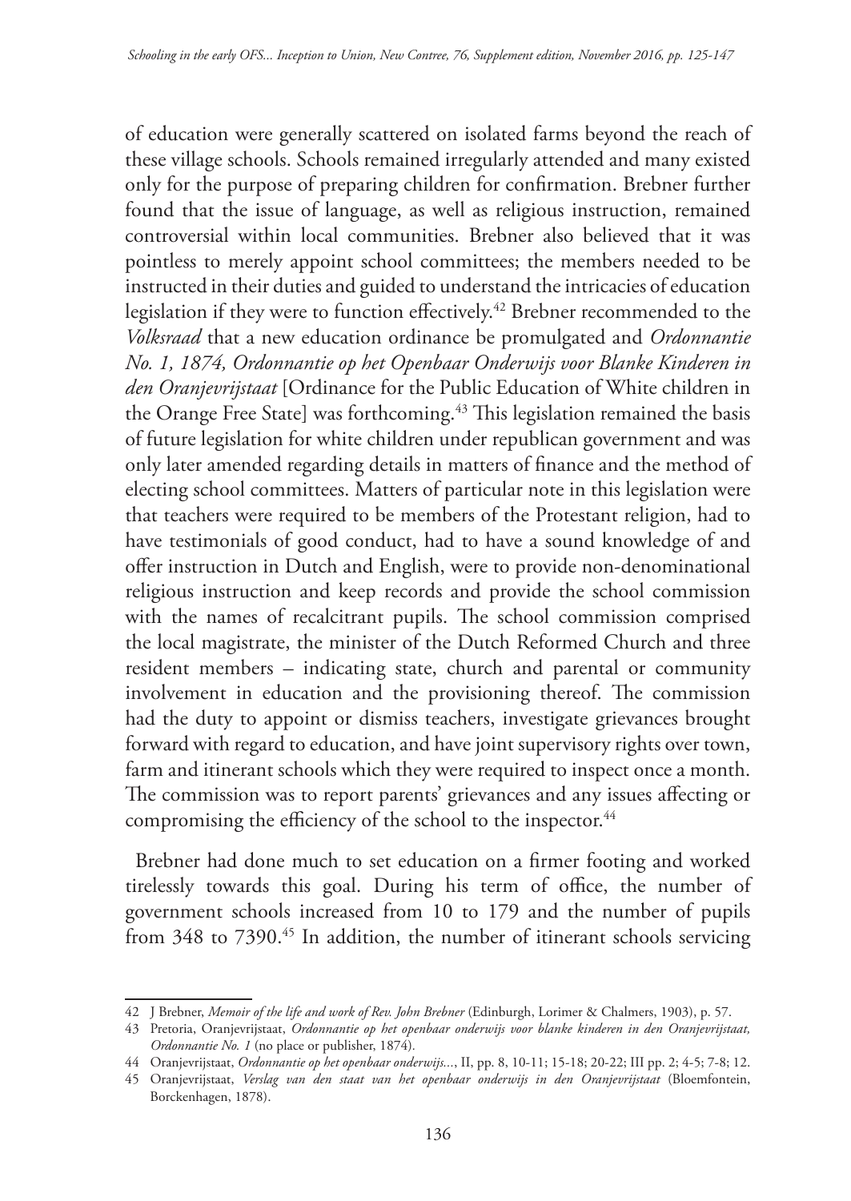of education were generally scattered on isolated farms beyond the reach of these village schools. Schools remained irregularly attended and many existed only for the purpose of preparing children for confirmation. Brebner further found that the issue of language, as well as religious instruction, remained controversial within local communities. Brebner also believed that it was pointless to merely appoint school committees; the members needed to be instructed in their duties and guided to understand the intricacies of education legislation if they were to function effectively.[42] Brebner recommended to the *Volksraad* that a new education ordinance be promulgated and *Ordonnantie No. 1, 1874, Ordonnantie op het Openbaar Onderwijs voor Blanke Kinderen in den Oranjevrijstaat* [Ordinance for the Public Education of White children in the Orange Free State] was forthcoming.[43] This legislation remained the basis of future legislation for white children under republican government and was only later amended regarding details in matters of finance and the method of electing school committees. Matters of particular note in this legislation were that teachers were required to be members of the Protestant religion, had to have testimonials of good conduct, had to have a sound knowledge of and offer instruction in Dutch and English, were to provide non-denominational religious instruction and keep records and provide the school commission with the names of recalcitrant pupils. The school commission comprised the local magistrate, the minister of the Dutch Reformed Church and three resident members – indicating state, church and parental or community involvement in education and the provisioning thereof. The commission had the duty to appoint or dismiss teachers, investigate grievances brought forward with regard to education, and have joint supervisory rights over town, farm and itinerant schools which they were required to inspect once a month. The commission was to report parents' grievances and any issues affecting or compromising the efficiency of the school to the inspector.[44]

Brebner had done much to set education on a firmer footing and worked tirelessly towards this goal. During his term of office, the number of government schools increased from 10 to 179 and the number of pupils from 348 to 7390.[45] In addition, the number of itinerant schools servicing

---

42 J Brebner, *Memoir of the life and work of Rev. John Brebner* (Edinburgh, Lorimer & Chalmers, 1903), p. 57.

43 Pretoria, Oranjevrijstaat, *Ordonnantie op het openbaar onderwijs voor blanke kinderen in den Oranjevrijstaat, Ordonnantie No. 1* (no place or publisher, 1874).

44 Oranjevrijstaat, *Ordonnantie op het openbaar onderwijs...*, II, pp. 8, 10-11; 15-18; 20-22; III pp. 2; 4-5; 7-8; 12.

45 Oranjevrijstaat, *Verslag van den staat van het openbaar onderwijs in den Oranjevrijstaat* (Bloemfontein, Borckenhagen, 1878).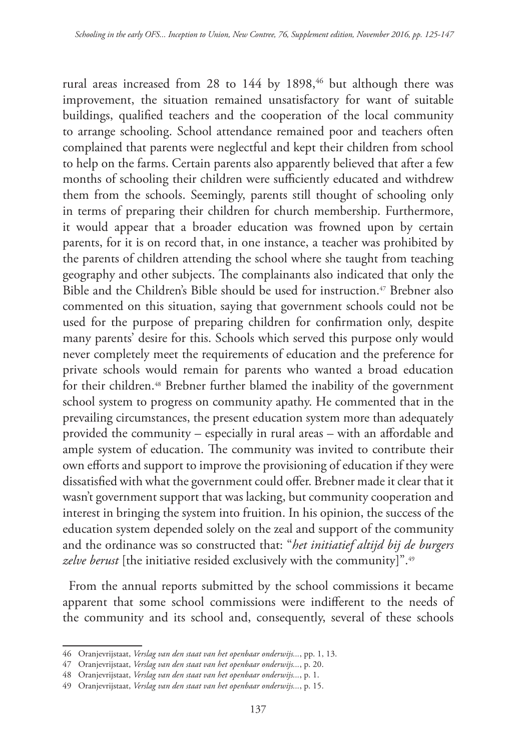rural areas increased from 28 to 144 by 1898,[46] but although there was improvement, the situation remained unsatisfactory for want of suitable buildings, qualified teachers and the cooperation of the local community to arrange schooling. School attendance remained poor and teachers often complained that parents were neglectful and kept their children from school to help on the farms. Certain parents also apparently believed that after a few months of schooling their children were sufficiently educated and withdrew them from the schools. Seemingly, parents still thought of schooling only in terms of preparing their children for church membership. Furthermore, it would appear that a broader education was frowned upon by certain parents, for it is on record that, in one instance, a teacher was prohibited by the parents of children attending the school where she taught from teaching geography and other subjects. The complainants also indicated that only the Bible and the Children's Bible should be used for instruction.[47] Brebner also commented on this situation, saying that government schools could not be used for the purpose of preparing children for confirmation only, despite many parents' desire for this. Schools which served this purpose only would never completely meet the requirements of education and the preference for private schools would remain for parents who wanted a broad education for their children.[48] Brebner further blamed the inability of the government school system to progress on community apathy. He commented that in the prevailing circumstances, the present education system more than adequately provided the community – especially in rural areas – with an affordable and ample system of education. The community was invited to contribute their own efforts and support to improve the provisioning of education if they were dissatisfied with what the government could offer. Brebner made it clear that it wasn't government support that was lacking, but community cooperation and interest in bringing the system into fruition. In his opinion, the success of the education system depended solely on the zeal and support of the community and the ordinance was so constructed that: "*het initiatief altijd bij de burgers zelve berust* [the initiative resided exclusively with the community]".[49]

From the annual reports submitted by the school commissions it became apparent that some school commissions were indifferent to the needs of the community and its school and, consequently, several of these schools

---

46 Oranjevrijstaat, *Verslag van den staat van het openbaar onderwijs...*, pp. 1, 13.

47 Oranjevrijstaat, *Verslag van den staat van het openbaar onderwijs...*, p. 20.

48 Oranjevrijstaat, *Verslag van den staat van het openbaar onderwijs...*, p. 1.

49 Oranjevrijstaat, *Verslag van den staat van het openbaar onderwijs...*, p. 15.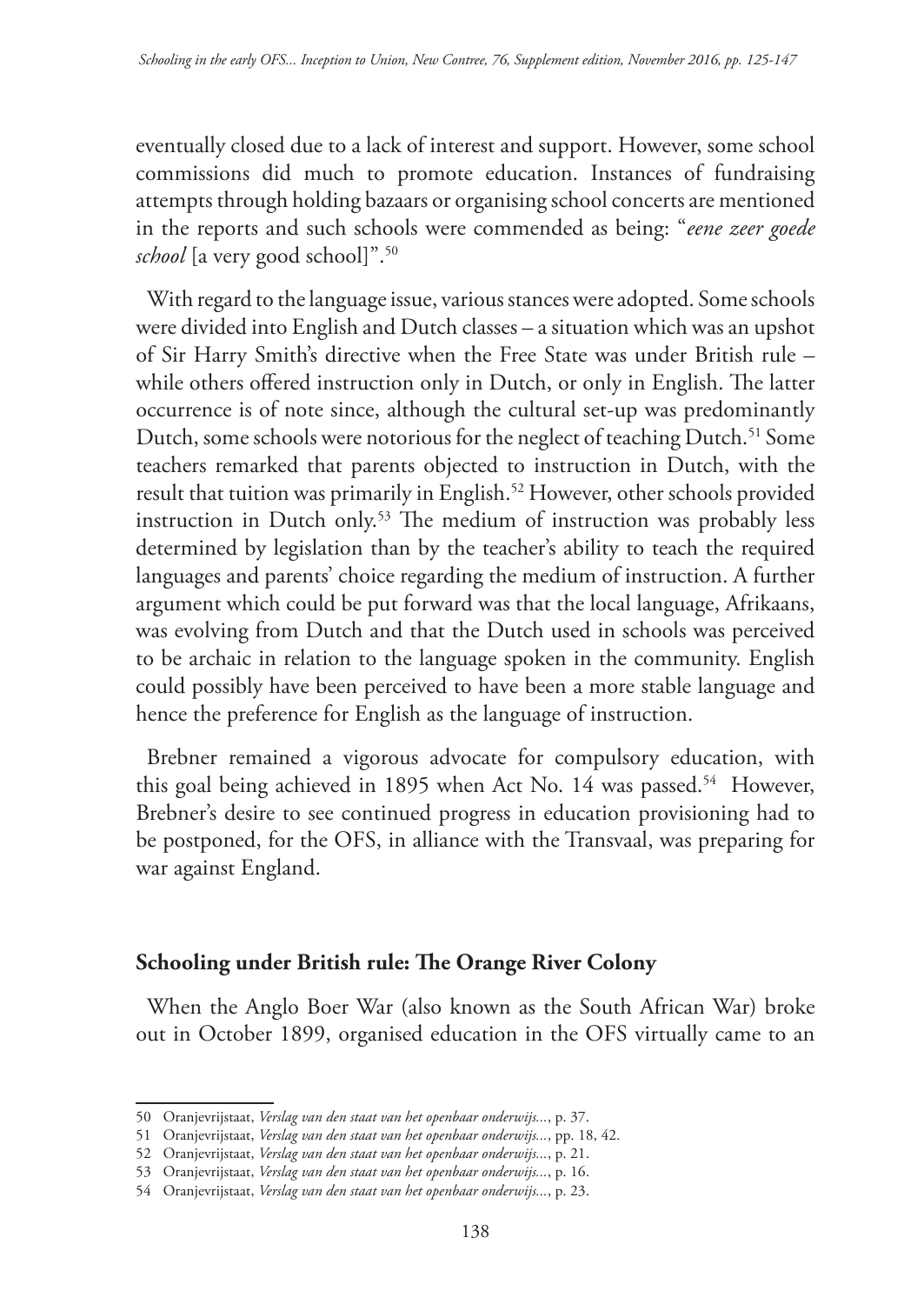eventually closed due to a lack of interest and support. However, some school commissions did much to promote education. Instances of fundraising attempts through holding bazaars or organising school concerts are mentioned in the reports and such schools were commended as being: "*eene zeer goede school* [a very good school]".[50]

With regard to the language issue, various stances were adopted. Some schools were divided into English and Dutch classes – a situation which was an upshot of Sir Harry Smith's directive when the Free State was under British rule – while others offered instruction only in Dutch, or only in English. The latter occurrence is of note since, although the cultural set-up was predominantly Dutch, some schools were notorious for the neglect of teaching Dutch.[51] Some teachers remarked that parents objected to instruction in Dutch, with the result that tuition was primarily in English.[52] However, other schools provided instruction in Dutch only.[53] The medium of instruction was probably less determined by legislation than by the teacher's ability to teach the required languages and parents' choice regarding the medium of instruction. A further argument which could be put forward was that the local language, Afrikaans, was evolving from Dutch and that the Dutch used in schools was perceived to be archaic in relation to the language spoken in the community. English could possibly have been perceived to have been a more stable language and hence the preference for English as the language of instruction.

Brebner remained a vigorous advocate for compulsory education, with this goal being achieved in 1895 when Act No. 14 was passed.[54] However, Brebner's desire to see continued progress in education provisioning had to be postponed, for the OFS, in alliance with the Transvaal, was preparing for war against England.

## Schooling under British rule: The Orange River Colony

When the Anglo Boer War (also known as the South African War) broke out in October 1899, organised education in the OFS virtually came to an

---

50 Oranjevrijstaat, *Verslag van den staat van het openbaar onderwijs...*, p. 37.

51 Oranjevrijstaat, *Verslag van den staat van het openbaar onderwijs...*, pp. 18, 42.

52 Oranjevrijstaat, *Verslag van den staat van het openbaar onderwijs...*, p. 21.

53 Oranjevrijstaat, *Verslag van den staat van het openbaar onderwijs...*, p. 16.

54 Oranjevrijstaat, *Verslag van den staat van het openbaar onderwijs...*, p. 23.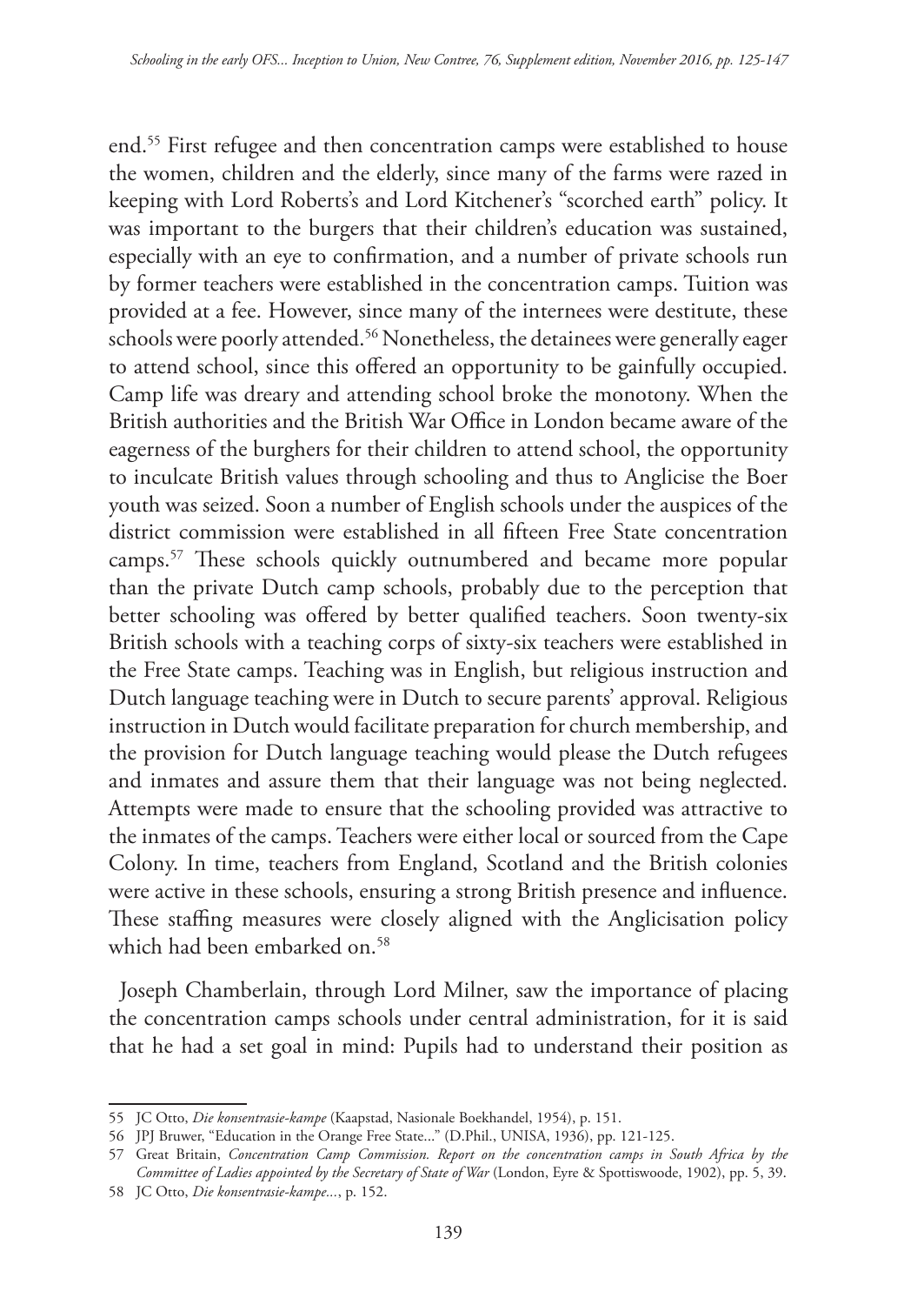end.[55] First refugee and then concentration camps were established to house the women, children and the elderly, since many of the farms were razed in keeping with Lord Roberts's and Lord Kitchener's "scorched earth" policy. It was important to the burgers that their children's education was sustained, especially with an eye to confirmation, and a number of private schools run by former teachers were established in the concentration camps. Tuition was provided at a fee. However, since many of the internees were destitute, these schools were poorly attended.[56] Nonetheless, the detainees were generally eager to attend school, since this offered an opportunity to be gainfully occupied. Camp life was dreary and attending school broke the monotony. When the British authorities and the British War Office in London became aware of the eagerness of the burghers for their children to attend school, the opportunity to inculcate British values through schooling and thus to Anglicise the Boer youth was seized. Soon a number of English schools under the auspices of the district commission were established in all fifteen Free State concentration camps.[57] These schools quickly outnumbered and became more popular than the private Dutch camp schools, probably due to the perception that better schooling was offered by better qualified teachers. Soon twenty-six British schools with a teaching corps of sixty-six teachers were established in the Free State camps. Teaching was in English, but religious instruction and Dutch language teaching were in Dutch to secure parents' approval. Religious instruction in Dutch would facilitate preparation for church membership, and the provision for Dutch language teaching would please the Dutch refugees and inmates and assure them that their language was not being neglected. Attempts were made to ensure that the schooling provided was attractive to the inmates of the camps. Teachers were either local or sourced from the Cape Colony. In time, teachers from England, Scotland and the British colonies were active in these schools, ensuring a strong British presence and influence. These staffing measures were closely aligned with the Anglicisation policy which had been embarked on.[58]

Joseph Chamberlain, through Lord Milner, saw the importance of placing the concentration camps schools under central administration, for it is said that he had a set goal in mind: Pupils had to understand their position as

---

55 JC Otto, *Die konsentrasie-kampe* (Kaapstad, Nasionale Boekhandel, 1954), p. 151.

56 JPJ Bruwer, "Education in the Orange Free State..." (D.Phil., UNISA, 1936), pp. 121-125.

57 Great Britain, *Concentration Camp Commission. Report on the concentration camps in South Africa by the Committee of Ladies appointed by the Secretary of State of War* (London, Eyre & Spottiswoode, 1902), pp. 5, 39.

58 JC Otto, *Die konsentrasie-kampe...*, p. 152.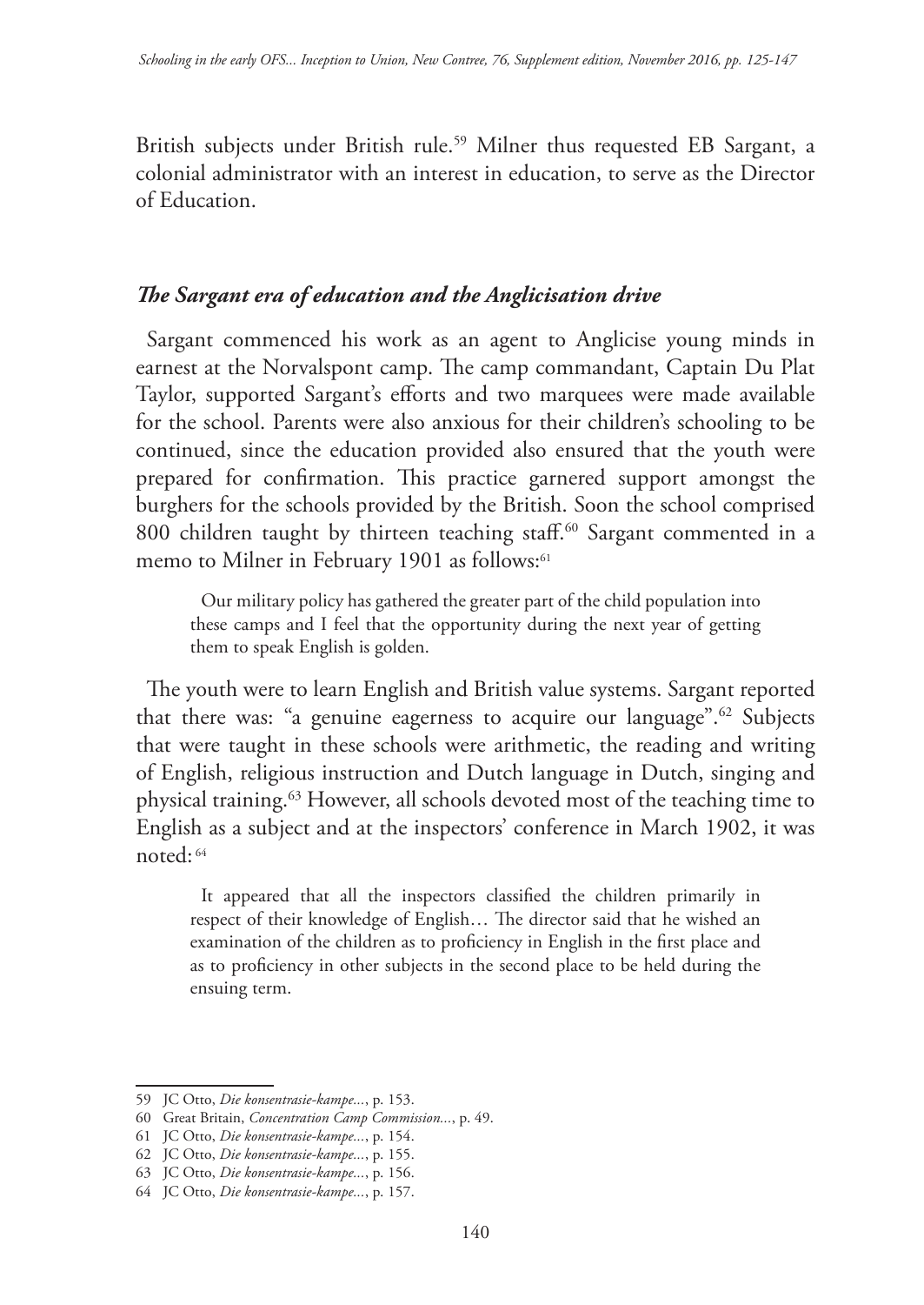British subjects under British rule.[59] Milner thus requested EB Sargant, a colonial administrator with an interest in education, to serve as the Director of Education.

### *The Sargant era of education and the Anglicisation drive*

Sargant commenced his work as an agent to Anglicise young minds in earnest at the Norvalspont camp. The camp commandant, Captain Du Plat Taylor, supported Sargant's efforts and two marquees were made available for the school. Parents were also anxious for their children's schooling to be continued, since the education provided also ensured that the youth were prepared for confirmation. This practice garnered support amongst the burghers for the schools provided by the British. Soon the school comprised 800 children taught by thirteen teaching staff.[60] Sargant commented in a memo to Milner in February 1901 as follows:[61]

> Our military policy has gathered the greater part of the child population into these camps and I feel that the opportunity during the next year of getting them to speak English is golden.

The youth were to learn English and British value systems. Sargant reported that there was: "a genuine eagerness to acquire our language".[62] Subjects that were taught in these schools were arithmetic, the reading and writing of English, religious instruction and Dutch language in Dutch, singing and physical training.[63] However, all schools devoted most of the teaching time to English as a subject and at the inspectors' conference in March 1902, it was noted:[64]

> It appeared that all the inspectors classified the children primarily in respect of their knowledge of English… The director said that he wished an examination of the children as to proficiency in English in the first place and as to proficiency in other subjects in the second place to be held during the ensuing term.

---

59 JC Otto, *Die konsentrasie-kampe...*, p. 153.

60 Great Britain, *Concentration Camp Commission...*, p. 49.

61 JC Otto, *Die konsentrasie-kampe...*, p. 154.

62 JC Otto, *Die konsentrasie-kampe...*, p. 155.

63 JC Otto, *Die konsentrasie-kampe...*, p. 156.

64 JC Otto, *Die konsentrasie-kampe...*, p. 157.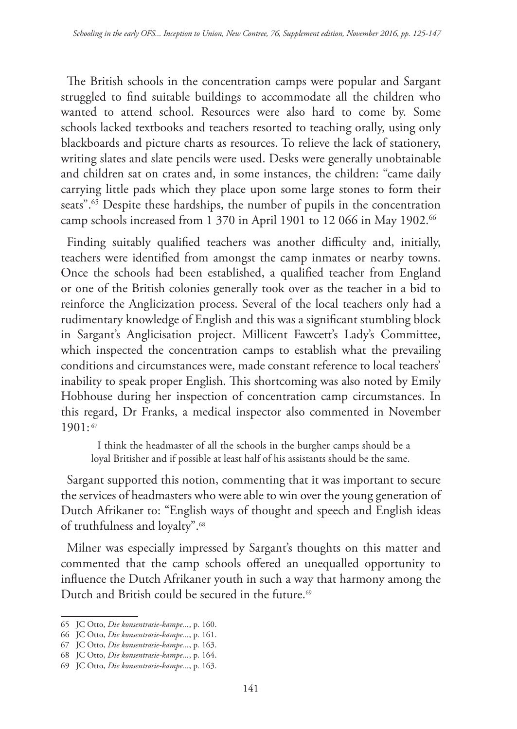The British schools in the concentration camps were popular and Sargant struggled to find suitable buildings to accommodate all the children who wanted to attend school. Resources were also hard to come by. Some schools lacked textbooks and teachers resorted to teaching orally, using only blackboards and picture charts as resources. To relieve the lack of stationery, writing slates and slate pencils were used. Desks were generally unobtainable and children sat on crates and, in some instances, the children: "came daily carrying little pads which they place upon some large stones to form their seats".[65] Despite these hardships, the number of pupils in the concentration camp schools increased from 1 370 in April 1901 to 12 066 in May 1902.[66]

Finding suitably qualified teachers was another difficulty and, initially, teachers were identified from amongst the camp inmates or nearby towns. Once the schools had been established, a qualified teacher from England or one of the British colonies generally took over as the teacher in a bid to reinforce the Anglicization process. Several of the local teachers only had a rudimentary knowledge of English and this was a significant stumbling block in Sargant's Anglicisation project. Millicent Fawcett's Lady's Committee, which inspected the concentration camps to establish what the prevailing conditions and circumstances were, made constant reference to local teachers' inability to speak proper English. This shortcoming was also noted by Emily Hobhouse during her inspection of concentration camp circumstances. In this regard, Dr Franks, a medical inspector also commented in November 1901:[67]

> I think the headmaster of all the schools in the burgher camps should be a loyal Britisher and if possible at least half of his assistants should be the same.

Sargant supported this notion, commenting that it was important to secure the services of headmasters who were able to win over the young generation of Dutch Afrikaner to: "English ways of thought and speech and English ideas of truthfulness and loyalty".[68]

Milner was especially impressed by Sargant's thoughts on this matter and commented that the camp schools offered an unequalled opportunity to influence the Dutch Afrikaner youth in such a way that harmony among the Dutch and British could be secured in the future.[69]

---

65 JC Otto, *Die konsentrasie-kampe...*, p. 160.

66 JC Otto, *Die konsentrasie-kampe...*, p. 161.

67 JC Otto, *Die konsentrasie-kampe...*, p. 163.

68 JC Otto, *Die konsentrasie-kampe...*, p. 164.

69 JC Otto, *Die konsentrasie-kampe...*, p. 163.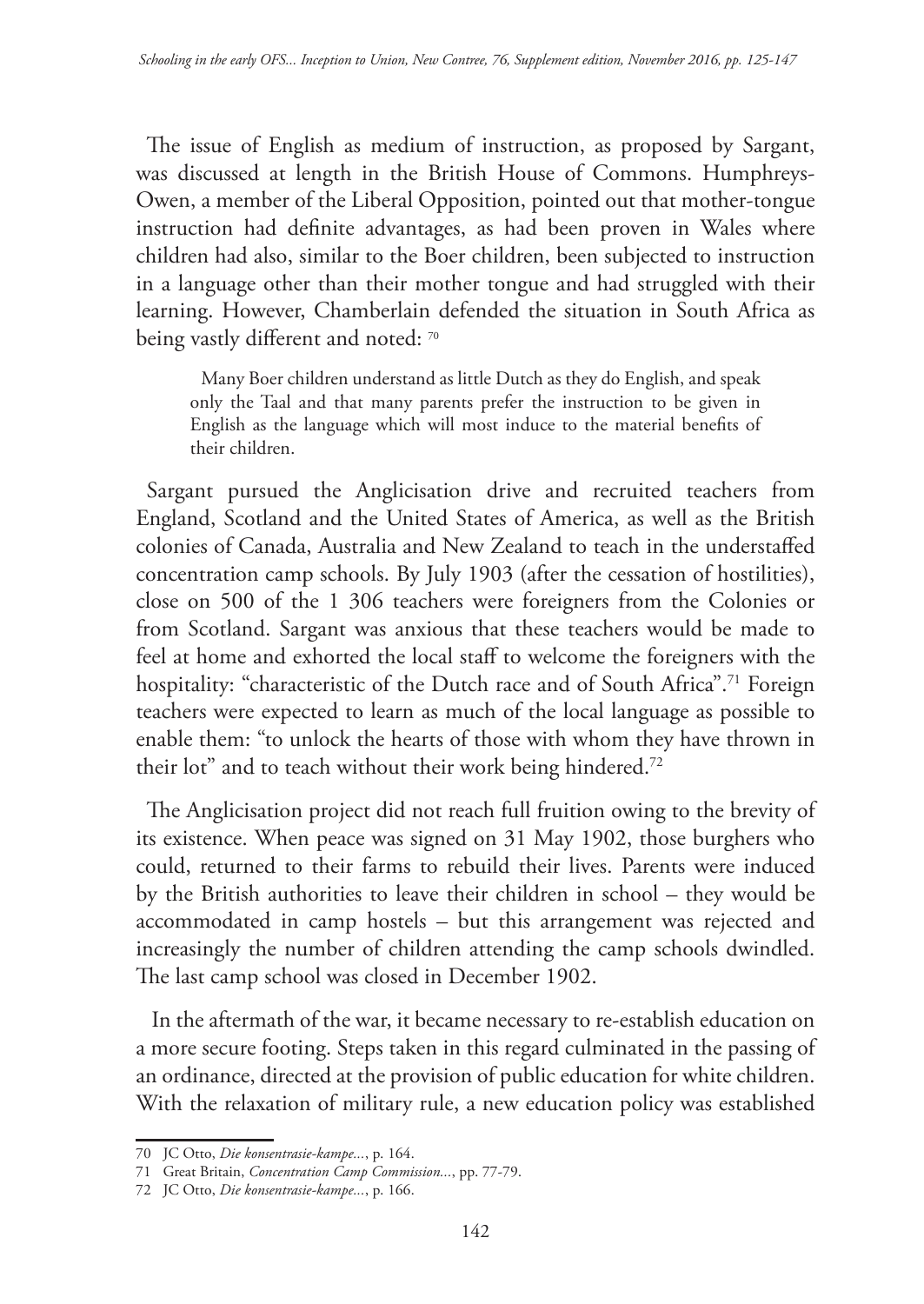The issue of English as medium of instruction, as proposed by Sargant, was discussed at length in the British House of Commons. Humphreys-Owen, a member of the Liberal Opposition, pointed out that mother-tongue instruction had definite advantages, as had been proven in Wales where children had also, similar to the Boer children, been subjected to instruction in a language other than their mother tongue and had struggled with their learning. However, Chamberlain defended the situation in South Africa as being vastly different and noted: [70]

> Many Boer children understand as little Dutch as they do English, and speak only the Taal and that many parents prefer the instruction to be given in English as the language which will most induce to the material benefits of their children.

Sargant pursued the Anglicisation drive and recruited teachers from England, Scotland and the United States of America, as well as the British colonies of Canada, Australia and New Zealand to teach in the understaffed concentration camp schools. By July 1903 (after the cessation of hostilities), close on 500 of the 1 306 teachers were foreigners from the Colonies or from Scotland. Sargant was anxious that these teachers would be made to feel at home and exhorted the local staff to welcome the foreigners with the hospitality: "characteristic of the Dutch race and of South Africa".[71] Foreign teachers were expected to learn as much of the local language as possible to enable them: "to unlock the hearts of those with whom they have thrown in their lot" and to teach without their work being hindered.[72]

The Anglicisation project did not reach full fruition owing to the brevity of its existence. When peace was signed on 31 May 1902, those burghers who could, returned to their farms to rebuild their lives. Parents were induced by the British authorities to leave their children in school – they would be accommodated in camp hostels – but this arrangement was rejected and increasingly the number of children attending the camp schools dwindled. The last camp school was closed in December 1902.

In the aftermath of the war, it became necessary to re-establish education on a more secure footing. Steps taken in this regard culminated in the passing of an ordinance, directed at the provision of public education for white children. With the relaxation of military rule, a new education policy was established

---

70 JC Otto, *Die konsentrasie-kampe...*, p. 164.

71 Great Britain, *Concentration Camp Commission...*, pp. 77-79.

72 JC Otto, *Die konsentrasie-kampe...*, p. 166.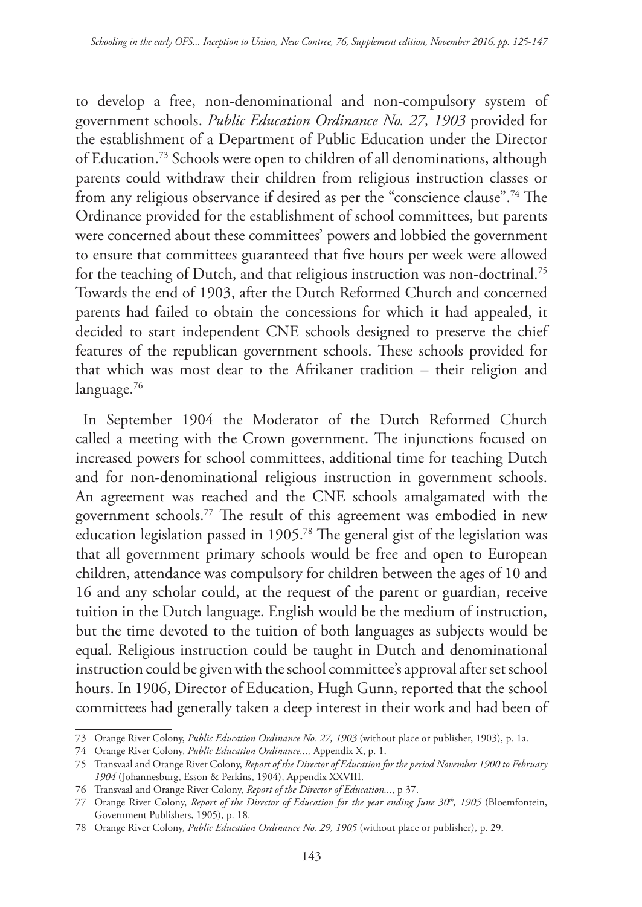to develop a free, non-denominational and non-compulsory system of government schools. *Public Education Ordinance No. 27, 1903* provided for the establishment of a Department of Public Education under the Director of Education.[73] Schools were open to children of all denominations, although parents could withdraw their children from religious instruction classes or from any religious observance if desired as per the "conscience clause".[74] The Ordinance provided for the establishment of school committees, but parents were concerned about these committees' powers and lobbied the government to ensure that committees guaranteed that five hours per week were allowed for the teaching of Dutch, and that religious instruction was non-doctrinal.[75] Towards the end of 1903, after the Dutch Reformed Church and concerned parents had failed to obtain the concessions for which it had appealed, it decided to start independent CNE schools designed to preserve the chief features of the republican government schools. These schools provided for that which was most dear to the Afrikaner tradition – their religion and language.[76]

In September 1904 the Moderator of the Dutch Reformed Church called a meeting with the Crown government. The injunctions focused on increased powers for school committees, additional time for teaching Dutch and for non-denominational religious instruction in government schools. An agreement was reached and the CNE schools amalgamated with the government schools.[77] The result of this agreement was embodied in new education legislation passed in 1905.[78] The general gist of the legislation was that all government primary schools would be free and open to European children, attendance was compulsory for children between the ages of 10 and 16 and any scholar could, at the request of the parent or guardian, receive tuition in the Dutch language. English would be the medium of instruction, but the time devoted to the tuition of both languages as subjects would be equal. Religious instruction could be taught in Dutch and denominational instruction could be given with the school committee's approval after set school hours. In 1906, Director of Education, Hugh Gunn, reported that the school committees had generally taken a deep interest in their work and had been of

73 Orange River Colony, *Public Education Ordinance No. 27, 1903* (without place or publisher, 1903), p. 1a.

74 Orange River Colony, *Public Education Ordinance...,* Appendix X, p. 1.

75 Transvaal and Orange River Colony, *Report of the Director of Education for the period November 1900 to February 1904* (Johannesburg, Esson & Perkins, 1904), Appendix XXVIII.

76 Transvaal and Orange River Colony, *Report of the Director of Education...*, p 37.

77 Orange River Colony, *Report of the Director of Education for the year ending June 30th, 1905* (Bloemfontein, Government Publishers, 1905), p. 18.

78 Orange River Colony, *Public Education Ordinance No. 29, 1905* (without place or publisher), p. 29.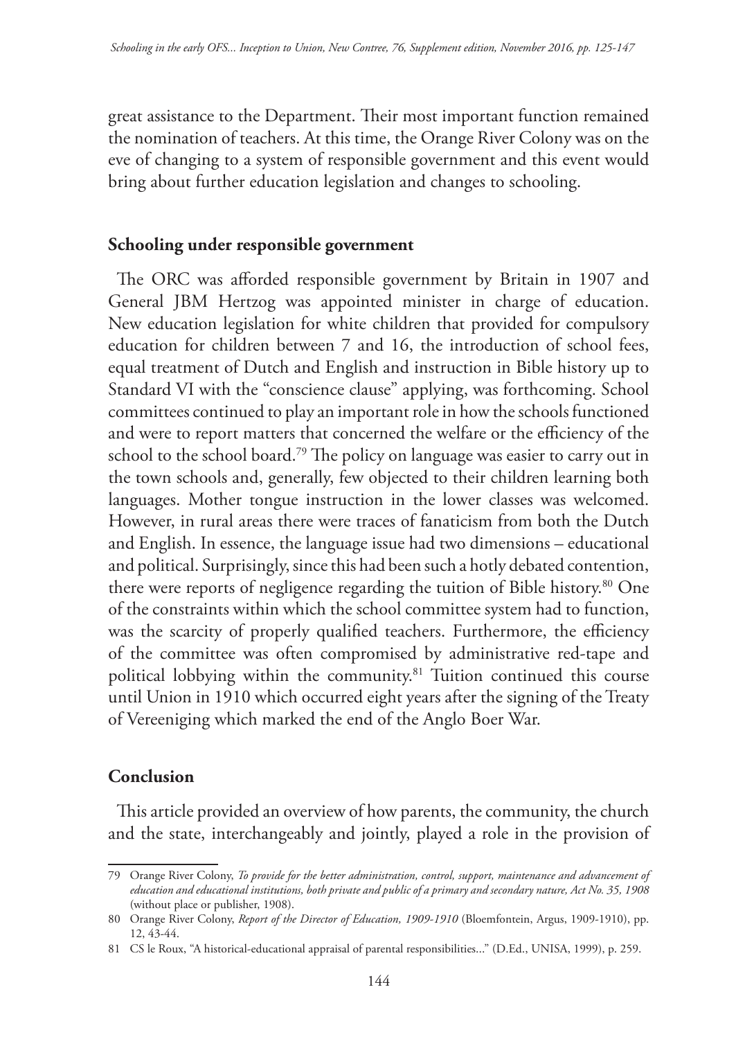great assistance to the Department. Their most important function remained the nomination of teachers. At this time, the Orange River Colony was on the eve of changing to a system of responsible government and this event would bring about further education legislation and changes to schooling.

## Schooling under responsible government

The ORC was afforded responsible government by Britain in 1907 and General JBM Hertzog was appointed minister in charge of education. New education legislation for white children that provided for compulsory education for children between 7 and 16, the introduction of school fees, equal treatment of Dutch and English and instruction in Bible history up to Standard VI with the "conscience clause" applying, was forthcoming. School committees continued to play an important role in how the schools functioned and were to report matters that concerned the welfare or the efficiency of the school to the school board.[79] The policy on language was easier to carry out in the town schools and, generally, few objected to their children learning both languages. Mother tongue instruction in the lower classes was welcomed. However, in rural areas there were traces of fanaticism from both the Dutch and English. In essence, the language issue had two dimensions – educational and political. Surprisingly, since this had been such a hotly debated contention, there were reports of negligence regarding the tuition of Bible history.[80] One of the constraints within which the school committee system had to function, was the scarcity of properly qualified teachers. Furthermore, the efficiency of the committee was often compromised by administrative red-tape and political lobbying within the community.[81] Tuition continued this course until Union in 1910 which occurred eight years after the signing of the Treaty of Vereeniging which marked the end of the Anglo Boer War.

## Conclusion

This article provided an overview of how parents, the community, the church and the state, interchangeably and jointly, played a role in the provision of

---

79 Orange River Colony, *To provide for the better administration, control, support, maintenance and advancement of education and educational institutions, both private and public of a primary and secondary nature, Act No. 35, 1908* (without place or publisher, 1908).

80 Orange River Colony, *Report of the Director of Education, 1909-1910* (Bloemfontein, Argus, 1909-1910), pp. 12, 43-44.

81 CS le Roux, "A historical-educational appraisal of parental responsibilities..." (D.Ed., UNISA, 1999), p. 259.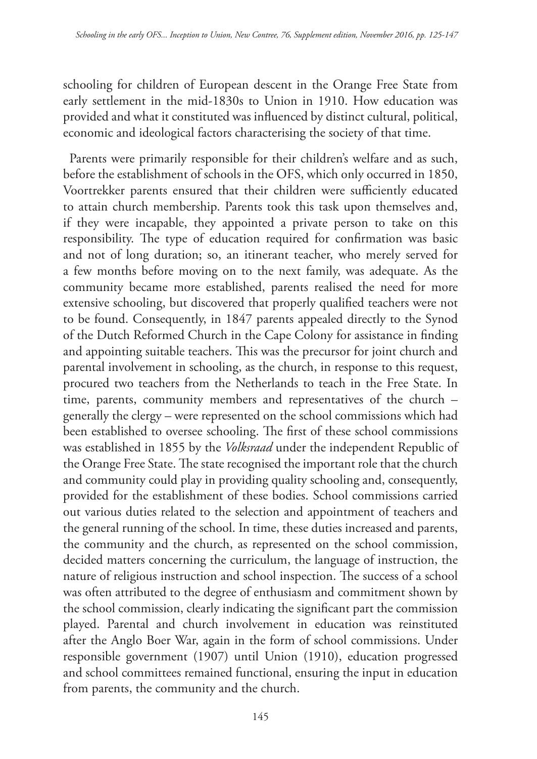schooling for children of European descent in the Orange Free State from early settlement in the mid-1830s to Union in 1910. How education was provided and what it constituted was influenced by distinct cultural, political, economic and ideological factors characterising the society of that time.

Parents were primarily responsible for their children's welfare and as such, before the establishment of schools in the OFS, which only occurred in 1850, Voortrekker parents ensured that their children were sufficiently educated to attain church membership. Parents took this task upon themselves and, if they were incapable, they appointed a private person to take on this responsibility. The type of education required for confirmation was basic and not of long duration; so, an itinerant teacher, who merely served for a few months before moving on to the next family, was adequate. As the community became more established, parents realised the need for more extensive schooling, but discovered that properly qualified teachers were not to be found. Consequently, in 1847 parents appealed directly to the Synod of the Dutch Reformed Church in the Cape Colony for assistance in finding and appointing suitable teachers. This was the precursor for joint church and parental involvement in schooling, as the church, in response to this request, procured two teachers from the Netherlands to teach in the Free State. In time, parents, community members and representatives of the church – generally the clergy – were represented on the school commissions which had been established to oversee schooling. The first of these school commissions was established in 1855 by the *Volksraad* under the independent Republic of the Orange Free State. The state recognised the important role that the church and community could play in providing quality schooling and, consequently, provided for the establishment of these bodies. School commissions carried out various duties related to the selection and appointment of teachers and the general running of the school. In time, these duties increased and parents, the community and the church, as represented on the school commission, decided matters concerning the curriculum, the language of instruction, the nature of religious instruction and school inspection. The success of a school was often attributed to the degree of enthusiasm and commitment shown by the school commission, clearly indicating the significant part the commission played. Parental and church involvement in education was reinstituted after the Anglo Boer War, again in the form of school commissions. Under responsible government (1907) until Union (1910), education progressed and school committees remained functional, ensuring the input in education from parents, the community and the church.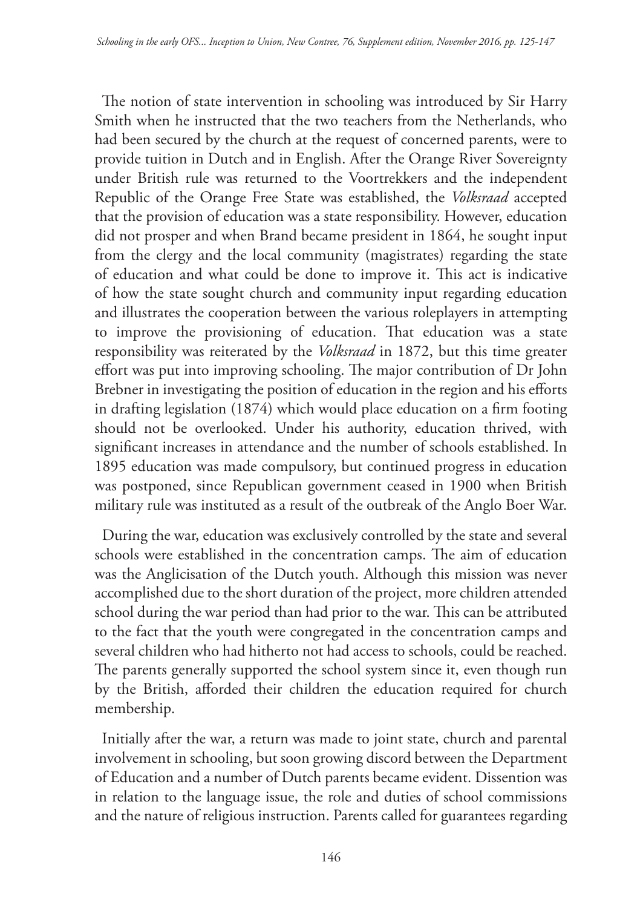The notion of state intervention in schooling was introduced by Sir Harry Smith when he instructed that the two teachers from the Netherlands, who had been secured by the church at the request of concerned parents, were to provide tuition in Dutch and in English. After the Orange River Sovereignty under British rule was returned to the Voortrekkers and the independent Republic of the Orange Free State was established, the *Volksraad* accepted that the provision of education was a state responsibility. However, education did not prosper and when Brand became president in 1864, he sought input from the clergy and the local community (magistrates) regarding the state of education and what could be done to improve it. This act is indicative of how the state sought church and community input regarding education and illustrates the cooperation between the various roleplayers in attempting to improve the provisioning of education. That education was a state responsibility was reiterated by the *Volksraad* in 1872, but this time greater effort was put into improving schooling. The major contribution of Dr John Brebner in investigating the position of education in the region and his efforts in drafting legislation (1874) which would place education on a firm footing should not be overlooked. Under his authority, education thrived, with significant increases in attendance and the number of schools established. In 1895 education was made compulsory, but continued progress in education was postponed, since Republican government ceased in 1900 when British military rule was instituted as a result of the outbreak of the Anglo Boer War.

During the war, education was exclusively controlled by the state and several schools were established in the concentration camps. The aim of education was the Anglicisation of the Dutch youth. Although this mission was never accomplished due to the short duration of the project, more children attended school during the war period than had prior to the war. This can be attributed to the fact that the youth were congregated in the concentration camps and several children who had hitherto not had access to schools, could be reached. The parents generally supported the school system since it, even though run by the British, afforded their children the education required for church membership.

Initially after the war, a return was made to joint state, church and parental involvement in schooling, but soon growing discord between the Department of Education and a number of Dutch parents became evident. Dissention was in relation to the language issue, the role and duties of school commissions and the nature of religious instruction. Parents called for guarantees regarding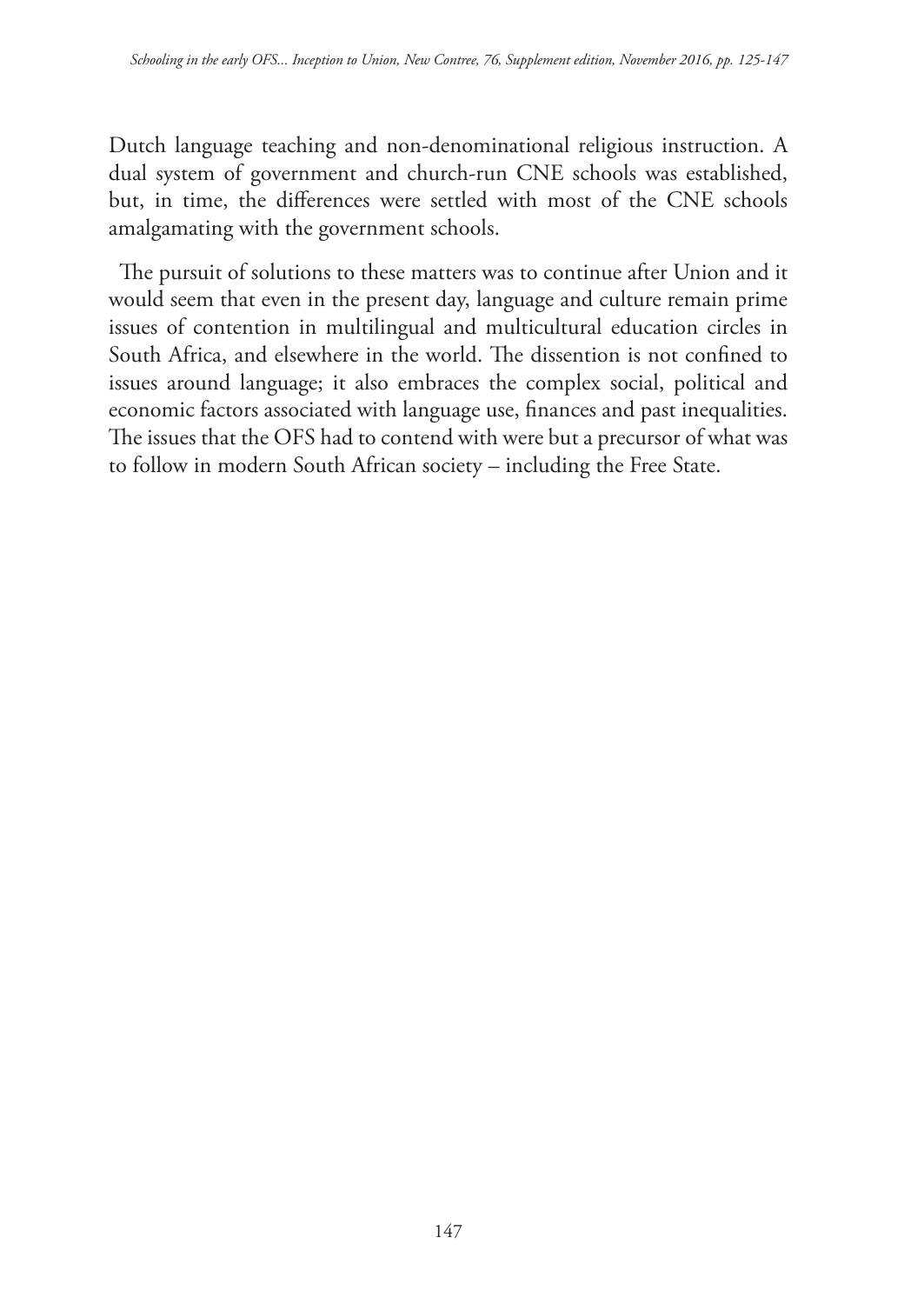Dutch language teaching and non-denominational religious instruction. A dual system of government and church-run CNE schools was established, but, in time, the differences were settled with most of the CNE schools amalgamating with the government schools.

The pursuit of solutions to these matters was to continue after Union and it would seem that even in the present day, language and culture remain prime issues of contention in multilingual and multicultural education circles in South Africa, and elsewhere in the world. The dissention is not confined to issues around language; it also embraces the complex social, political and economic factors associated with language use, finances and past inequalities. The issues that the OFS had to contend with were but a precursor of what was to follow in modern South African society – including the Free State.